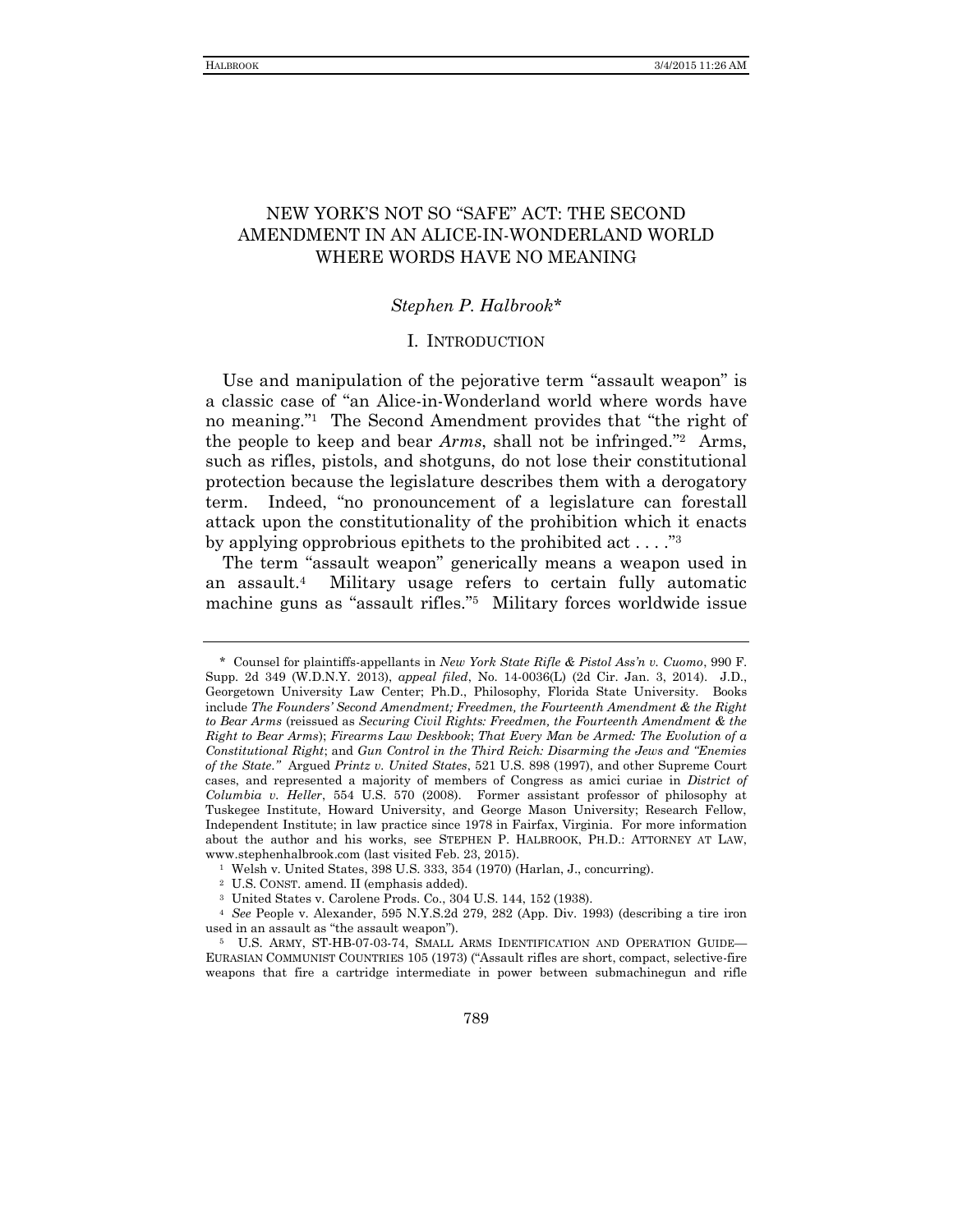# NEW YORK'S NOT SO "SAFE" ACT: THE SECOND AMENDMENT IN AN ALICE-IN-WONDERLAND WORLD WHERE WORDS HAVE NO MEANING

*Stephen P. Halbrook**

## I. INTRODUCTION

Use and manipulation of the pejorative term "assault weapon" is a classic case of "an Alice-in-Wonderland world where words have no meaning."[1] The Second Amendment provides that "the right of the people to keep and bear *Arms*, shall not be infringed."[2] Arms, such as rifles, pistols, and shotguns, do not lose their constitutional protection because the legislature describes them with a derogatory term. Indeed, "no pronouncement of a legislature can forestall attack upon the constitutionality of the prohibition which it enacts by applying opprobrious epithets to the prohibited act . . . ."[3]

The term "assault weapon" generically means a weapon used in an assault.[4] Military usage refers to certain fully automatic machine guns as "assault rifles."[5] Military forces worldwide issue

---

\* Counsel for plaintiffs-appellants in *New York State Rifle & Pistol Ass'n v. Cuomo*, 990 F. Supp. 2d 349 (W.D.N.Y. 2013), *appeal filed*, No. 14-0036(L) (2d Cir. Jan. 3, 2014). J.D., Georgetown University Law Center; Ph.D., Philosophy, Florida State University. Books include *The Founders' Second Amendment; Freedmen, the Fourteenth Amendment & the Right to Bear Arms* (reissued as *Securing Civil Rights: Freedmen, the Fourteenth Amendment & the Right to Bear Arms*); *Firearms Law Deskbook*; *That Every Man be Armed: The Evolution of a Constitutional Right*; and *Gun Control in the Third Reich: Disarming the Jews and "Enemies of the State."* Argued *Printz v. United States*, 521 U.S. 898 (1997), and other Supreme Court cases, and represented a majority of members of Congress as amici curiae in *District of Columbia v. Heller*, 554 U.S. 570 (2008). Former assistant professor of philosophy at Tuskegee Institute, Howard University, and George Mason University; Research Fellow, Independent Institute; in law practice since 1978 in Fairfax, Virginia. For more information about the author and his works, see STEPHEN P. HALBROOK, PH.D.: ATTORNEY AT LAW, www.stephenhalbrook.com (last visited Feb. 23, 2015).

[1] Welsh v. United States, 398 U.S. 333, 354 (1970) (Harlan, J., concurring).

[2] U.S. CONST. amend. II (emphasis added).

[3] United States v. Carolene Prods. Co., 304 U.S. 144, 152 (1938).

[4] *See* People v. Alexander, 595 N.Y.S.2d 279, 282 (App. Div. 1993) (describing a tire iron used in an assault as "the assault weapon").

[5] U.S. ARMY, ST-HB-07-03-74, SMALL ARMS IDENTIFICATION AND OPERATION GUIDE—EURASIAN COMMUNIST COUNTRIES 105 (1973) ("Assault rifles are short, compact, selective-fire weapons that fire a cartridge intermediate in power between submachinegun and rifle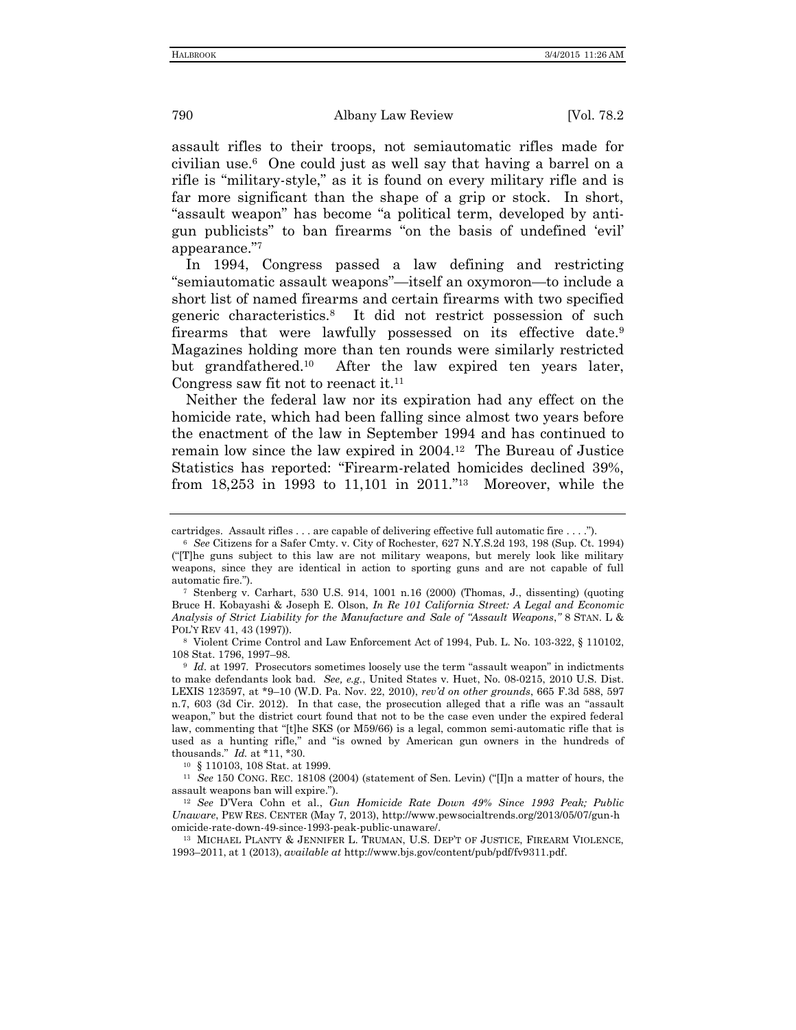assault rifles to their troops, not semiautomatic rifles made for civilian use.[6] One could just as well say that having a barrel on a rifle is "military-style," as it is found on every military rifle and is far more significant than the shape of a grip or stock. In short, "assault weapon" has become "a political term, developed by anti-gun publicists" to ban firearms "on the basis of undefined 'evil' appearance."[7]

In 1994, Congress passed a law defining and restricting "semiautomatic assault weapons"—itself an oxymoron—to include a short list of named firearms and certain firearms with two specified generic characteristics.[8] It did not restrict possession of such firearms that were lawfully possessed on its effective date.[9] Magazines holding more than ten rounds were similarly restricted but grandfathered.[10] After the law expired ten years later, Congress saw fit not to reenact it.[11]

Neither the federal law nor its expiration had any effect on the homicide rate, which had been falling since almost two years before the enactment of the law in September 1994 and has continued to remain low since the law expired in 2004.[12] The Bureau of Justice Statistics has reported: "Firearm-related homicides declined 39%, from 18,253 in 1993 to 11,101 in 2011."[13] Moreover, while the

---

cartridges. Assault rifles . . . are capable of delivering effective full automatic fire . . . .").

[6] *See* Citizens for a Safer Cmty. v. City of Rochester, 627 N.Y.S.2d 193, 198 (Sup. Ct. 1994) ("[T]he guns subject to this law are not military weapons, but merely look like military weapons, since they are identical in action to sporting guns and are not capable of full automatic fire.").

[7] Stenberg v. Carhart, 530 U.S. 914, 1001 n.16 (2000) (Thomas, J., dissenting) (quoting Bruce H. Kobayashi & Joseph E. Olson, *In Re 101 California Street: A Legal and Economic Analysis of Strict Liability for the Manufacture and Sale of "Assault Weapons*,*"* 8 STAN. L & POL'Y REV 41, 43 (1997)).

[8] Violent Crime Control and Law Enforcement Act of 1994, Pub. L. No. 103-322, § 110102, 108 Stat. 1796, 1997–98.

[9] *Id.* at 1997. Prosecutors sometimes loosely use the term "assault weapon" in indictments to make defendants look bad. *See, e.g.*, United States v. Huet, No. 08-0215, 2010 U.S. Dist. LEXIS 123597, at *9–10 (W.D. Pa. Nov. 22, 2010), *rev'd on other grounds*, 665 F.3d 588, 597 n.7, 603 (3d Cir. 2012). In that case, the prosecution alleged that a rifle was an "assault weapon," but the district court found that not to be the case even under the expired federal law, commenting that "[t]he SKS (or M59/66) is a legal, common semi-automatic rifle that is used as a hunting rifle," and "is owned by American gun owners in the hundreds of thousands." *Id.* at *11, *30.

[10] § 110103, 108 Stat. at 1999.

[11] *See* 150 CONG. REC. 18108 (2004) (statement of Sen. Levin) ("[I]n a matter of hours, the assault weapons ban will expire.").

[12] *See* D'Vera Cohn et al., *Gun Homicide Rate Down 49% Since 1993 Peak; Public Unaware*, PEW RES. CENTER (May 7, 2013), http://www.pewsocialtrends.org/2013/05/07/gun-homicide-rate-down-49-since-1993-peak-public-unaware/.

[13] MICHAEL PLANTY & JENNIFER L. TRUMAN, U.S. DEP'T OF JUSTICE, FIREARM VIOLENCE, 1993–2011, at 1 (2013), *available at* http://www.bjs.gov/content/pub/pdf/fv9311.pdf.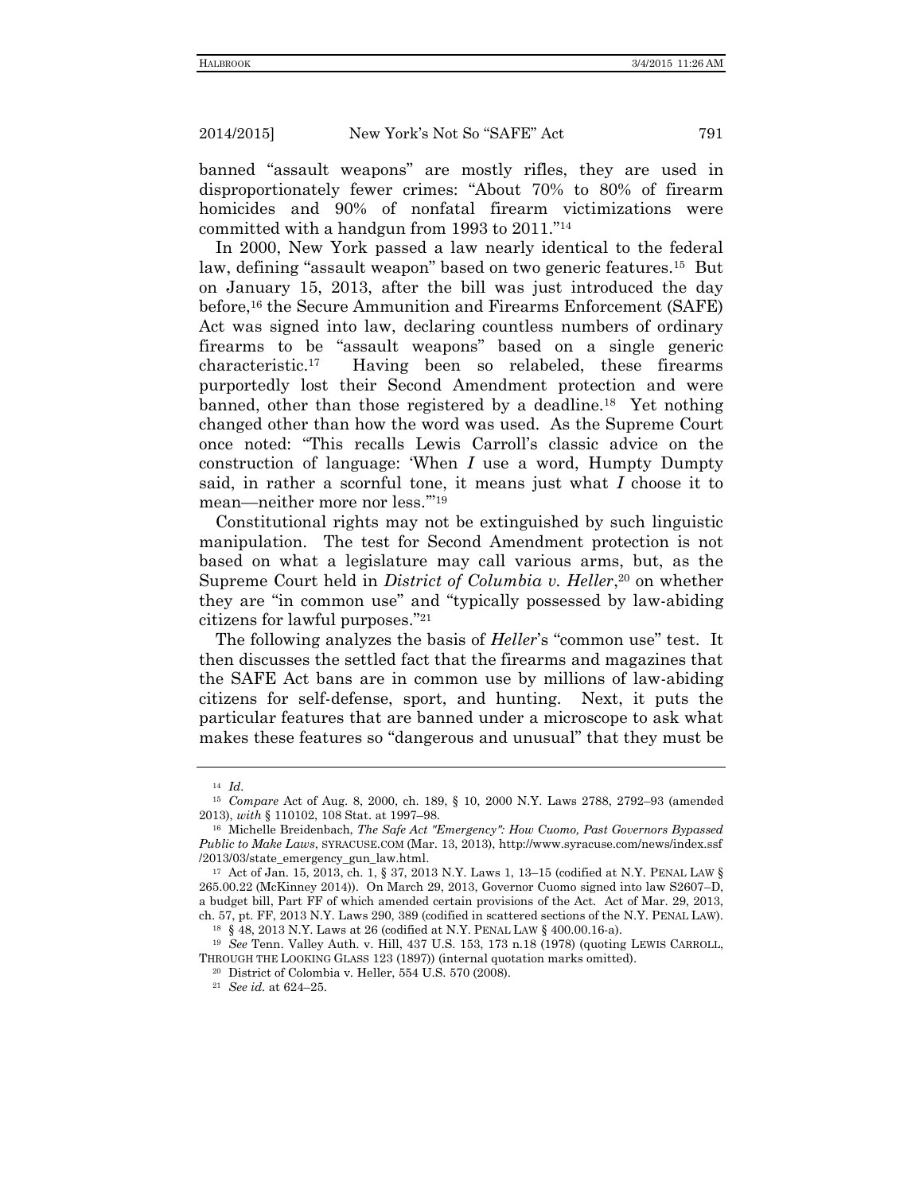banned "assault weapons" are mostly rifles, they are used in disproportionately fewer crimes: "About 70% to 80% of firearm homicides and 90% of nonfatal firearm victimizations were committed with a handgun from 1993 to 2011."[14]

In 2000, New York passed a law nearly identical to the federal law, defining "assault weapon" based on two generic features.[15] But on January 15, 2013, after the bill was just introduced the day before,[16] the Secure Ammunition and Firearms Enforcement (SAFE) Act was signed into law, declaring countless numbers of ordinary firearms to be "assault weapons" based on a single generic characteristic.[17] Having been so relabeled, these firearms purportedly lost their Second Amendment protection and were banned, other than those registered by a deadline.[18] Yet nothing changed other than how the word was used. As the Supreme Court once noted: "This recalls Lewis Carroll's classic advice on the construction of language: 'When *I* use a word, Humpty Dumpty said, in rather a scornful tone, it means just what *I* choose it to mean—neither more nor less.'"[19]

Constitutional rights may not be extinguished by such linguistic manipulation. The test for Second Amendment protection is not based on what a legislature may call various arms, but, as the Supreme Court held in *District of Columbia v. Heller*,[20] on whether they are "in common use" and "typically possessed by law-abiding citizens for lawful purposes."[21]

The following analyzes the basis of *Heller*'s "common use" test. It then discusses the settled fact that the firearms and magazines that the SAFE Act bans are in common use by millions of law-abiding citizens for self-defense, sport, and hunting. Next, it puts the particular features that are banned under a microscope to ask what makes these features so "dangerous and unusual" that they must be

---

[14] *Id.*

[15] *Compare* Act of Aug. 8, 2000, ch. 189, § 10, 2000 N.Y. Laws 2788, 2792–93 (amended 2013), *with* § 110102, 108 Stat. at 1997–98.

[16] Michelle Breidenbach, *The Safe Act "Emergency": How Cuomo, Past Governors Bypassed Public to Make Laws*, SYRACUSE.COM (Mar. 13, 2013), http://www.syracuse.com/news/index.ssf/2013/03/state_emergency_gun_law.html.

[17] Act of Jan. 15, 2013, ch. 1, § 37, 2013 N.Y. Laws 1, 13–15 (codified at N.Y. PENAL LAW § 265.00.22 (McKinney 2014)). On March 29, 2013, Governor Cuomo signed into law S2607–D, a budget bill, Part FF of which amended certain provisions of the Act. Act of Mar. 29, 2013, ch. 57, pt. FF, 2013 N.Y. Laws 290, 389 (codified in scattered sections of the N.Y. PENAL LAW).

[18] § 48, 2013 N.Y. Laws at 26 (codified at N.Y. PENAL LAW § 400.00.16-a).

[19] *See* Tenn. Valley Auth. v. Hill, 437 U.S. 153, 173 n.18 (1978) (quoting LEWIS CARROLL, THROUGH THE LOOKING GLASS 123 (1897)) (internal quotation marks omitted).

[20] District of Colombia v. Heller, 554 U.S. 570 (2008).

[21] *See id.* at 624–25.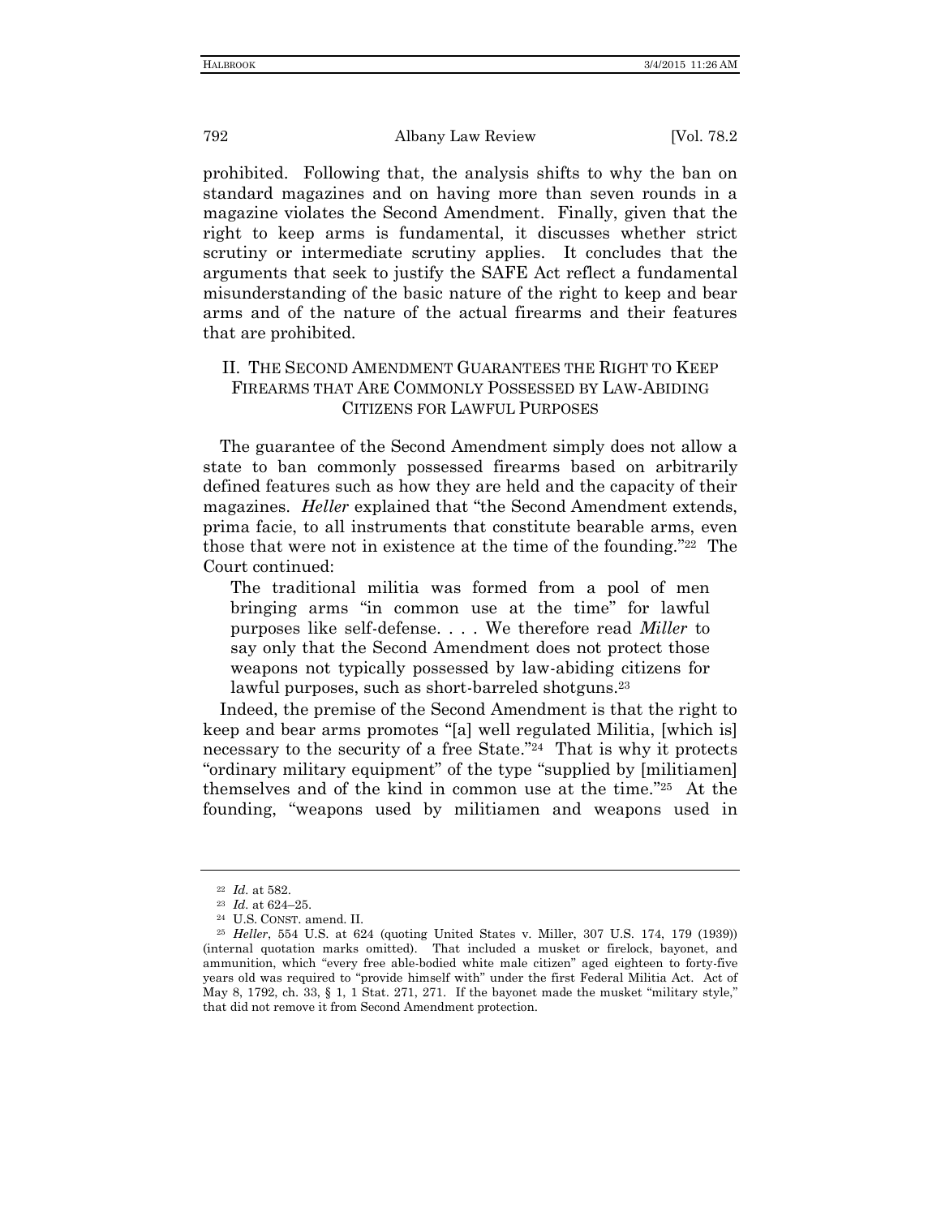prohibited. Following that, the analysis shifts to why the ban on standard magazines and on having more than seven rounds in a magazine violates the Second Amendment. Finally, given that the right to keep arms is fundamental, it discusses whether strict scrutiny or intermediate scrutiny applies. It concludes that the arguments that seek to justify the SAFE Act reflect a fundamental misunderstanding of the basic nature of the right to keep and bear arms and of the nature of the actual firearms and their features that are prohibited.

## II. THE SECOND AMENDMENT GUARANTEES THE RIGHT TO KEEP FIREARMS THAT ARE COMMONLY POSSESSED BY LAW-ABIDING CITIZENS FOR LAWFUL PURPOSES

The guarantee of the Second Amendment simply does not allow a state to ban commonly possessed firearms based on arbitrarily defined features such as how they are held and the capacity of their magazines. *Heller* explained that "the Second Amendment extends, prima facie, to all instruments that constitute bearable arms, even those that were not in existence at the time of the founding."[22] The Court continued:

> The traditional militia was formed from a pool of men bringing arms "in common use at the time" for lawful purposes like self-defense. . . . We therefore read *Miller* to say only that the Second Amendment does not protect those weapons not typically possessed by law-abiding citizens for lawful purposes, such as short-barreled shotguns.[23]

Indeed, the premise of the Second Amendment is that the right to keep and bear arms promotes "[a] well regulated Militia, [which is] necessary to the security of a free State."[24] That is why it protects "ordinary military equipment" of the type "supplied by [militiamen] themselves and of the kind in common use at the time."[25] At the founding, "weapons used by militiamen and weapons used in

---

[22] *Id*. at 582.

[23] *Id*. at 624–25.

[24] U.S. CONST. amend. II.

[25] *Heller*, 554 U.S. at 624 (quoting United States v. Miller, 307 U.S. 174, 179 (1939)) (internal quotation marks omitted). That included a musket or firelock, bayonet, and ammunition, which "every free able-bodied white male citizen" aged eighteen to forty-five years old was required to "provide himself with" under the first Federal Militia Act. Act of May 8, 1792, ch. 33, § 1, 1 Stat. 271, 271. If the bayonet made the musket "military style," that did not remove it from Second Amendment protection.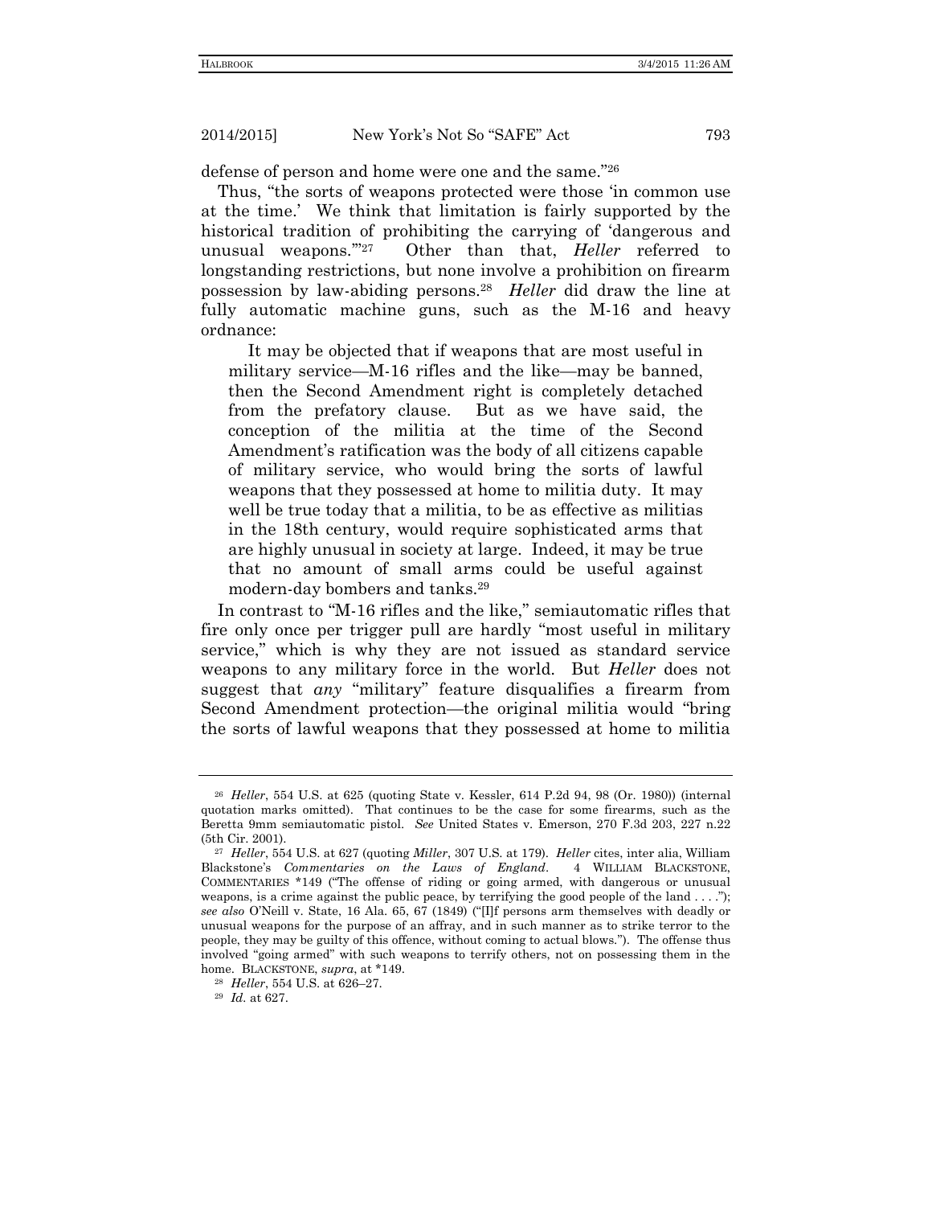defense of person and home were one and the same."[26]

Thus, "the sorts of weapons protected were those 'in common use at the time.' We think that limitation is fairly supported by the historical tradition of prohibiting the carrying of 'dangerous and unusual weapons.'"[27] Other than that, *Heller* referred to longstanding restrictions, but none involve a prohibition on firearm possession by law-abiding persons.[28] *Heller* did draw the line at fully automatic machine guns, such as the M-16 and heavy ordnance:

> It may be objected that if weapons that are most useful in military service—M-16 rifles and the like—may be banned, then the Second Amendment right is completely detached from the prefatory clause. But as we have said, the conception of the militia at the time of the Second Amendment's ratification was the body of all citizens capable of military service, who would bring the sorts of lawful weapons that they possessed at home to militia duty. It may well be true today that a militia, to be as effective as militias in the 18th century, would require sophisticated arms that are highly unusual in society at large. Indeed, it may be true that no amount of small arms could be useful against modern-day bombers and tanks.[29]

In contrast to "M-16 rifles and the like," semiautomatic rifles that fire only once per trigger pull are hardly "most useful in military service," which is why they are not issued as standard service weapons to any military force in the world. But *Heller* does not suggest that *any* "military" feature disqualifies a firearm from Second Amendment protection—the original militia would "bring the sorts of lawful weapons that they possessed at home to militia

---

[26] *Heller*, 554 U.S. at 625 (quoting State v. Kessler, 614 P.2d 94, 98 (Or. 1980)) (internal quotation marks omitted). That continues to be the case for some firearms, such as the Beretta 9mm semiautomatic pistol. *See* United States v. Emerson, 270 F.3d 203, 227 n.22 (5th Cir. 2001).

[27] *Heller*, 554 U.S. at 627 (quoting *Miller*, 307 U.S. at 179). *Heller* cites, inter alia, William Blackstone's *Commentaries on the Laws of England*. 4 WILLIAM BLACKSTONE, COMMENTARIES *149 ("The offense of riding or going armed, with dangerous or unusual weapons, is a crime against the public peace, by terrifying the good people of the land . . . ."); *see also* O'Neill v. State, 16 Ala. 65, 67 (1849) ("[I]f persons arm themselves with deadly or unusual weapons for the purpose of an affray, and in such manner as to strike terror to the people, they may be guilty of this offence, without coming to actual blows."). The offense thus involved "going armed" with such weapons to terrify others, not on possessing them in the home. BLACKSTONE, *supra*, at *149.

[28] *Heller*, 554 U.S. at 626–27.

[29] *Id.* at 627.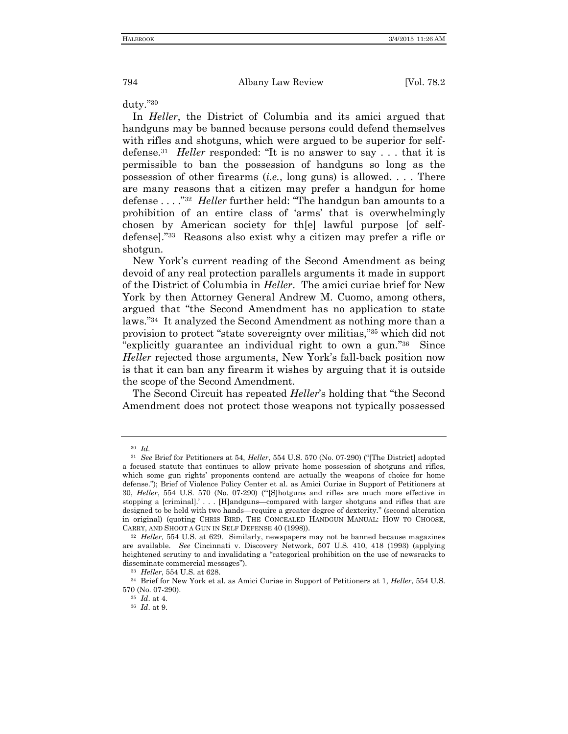duty."[30]

In *Heller*, the District of Columbia and its amici argued that handguns may be banned because persons could defend themselves with rifles and shotguns, which were argued to be superior for self-defense.[31] *Heller* responded: "It is no answer to say . . . that it is permissible to ban the possession of handguns so long as the possession of other firearms (*i.e.*, long guns) is allowed. . . . There are many reasons that a citizen may prefer a handgun for home defense . . . ."[32] *Heller* further held: "The handgun ban amounts to a prohibition of an entire class of 'arms' that is overwhelmingly chosen by American society for th[e] lawful purpose [of self-defense]."[33] Reasons also exist why a citizen may prefer a rifle or shotgun.

New York's current reading of the Second Amendment as being devoid of any real protection parallels arguments it made in support of the District of Columbia in *Heller*. The amici curiae brief for New York by then Attorney General Andrew M. Cuomo, among others, argued that "the Second Amendment has no application to state laws."[34] It analyzed the Second Amendment as nothing more than a provision to protect "state sovereignty over militias,"[35] which did not "explicitly guarantee an individual right to own a gun."[36] Since *Heller* rejected those arguments, New York's fall-back position now is that it can ban any firearm it wishes by arguing that it is outside the scope of the Second Amendment.

The Second Circuit has repeated *Heller*'s holding that "the Second Amendment does not protect those weapons not typically possessed

---

[30] *Id.*

[31] *See* Brief for Petitioners at 54, *Heller*, 554 U.S. 570 (No. 07-290) ("[The District] adopted a focused statute that continues to allow private home possession of shotguns and rifles, which some gun rights' proponents contend are actually the weapons of choice for home defense."); Brief of Violence Policy Center et al. as Amici Curiae in Support of Petitioners at 30, *Heller*, 554 U.S. 570 (No. 07-290) ("'[S]hotguns and rifles are much more effective in stopping a [criminal].' . . . [H]andguns—compared with larger shotguns and rifles that are designed to be held with two hands—require a greater degree of dexterity." (second alteration in original) (quoting CHRIS BIRD, THE CONCEALED HANDGUN MANUAL: HOW TO CHOOSE, CARRY, AND SHOOT A GUN IN SELF DEFENSE 40 (1998)).

[32] *Heller,* 554 U.S. at 629. Similarly, newspapers may not be banned because magazines are available. *See* Cincinnati v. Discovery Network, 507 U.S. 410, 418 (1993) (applying heightened scrutiny to and invalidating a "categorical prohibition on the use of newsracks to disseminate commercial messages").

[33] *Heller*, 554 U.S. at 628.

[34] Brief for New York et al. as Amici Curiae in Support of Petitioners at 1, *Heller*, 554 U.S. 570 (No. 07-290).

[35] *Id*. at 4.

[36] *Id*. at 9.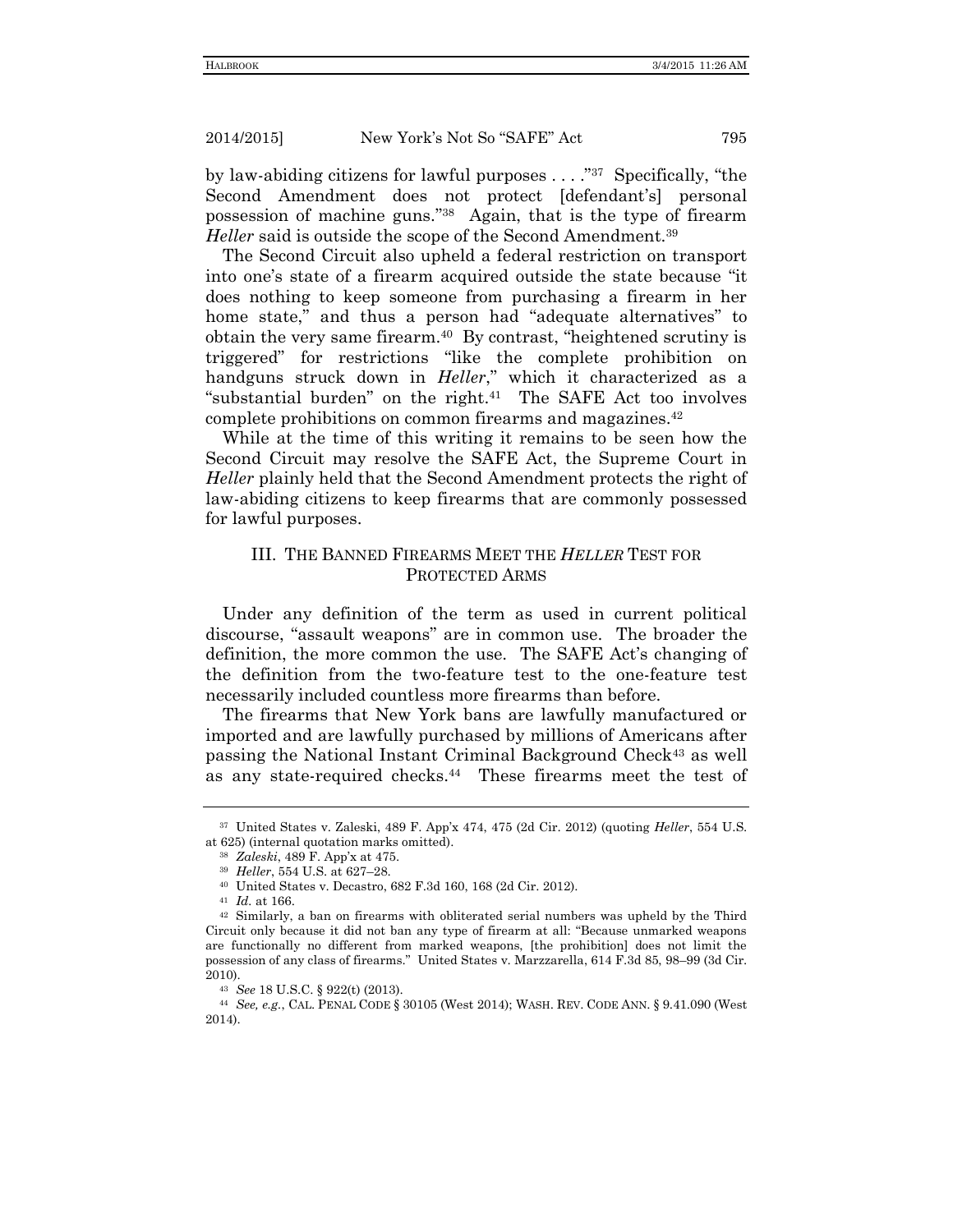by law-abiding citizens for lawful purposes . . . ."[37] Specifically, "the Second Amendment does not protect [defendant's] personal possession of machine guns."[38] Again, that is the type of firearm *Heller* said is outside the scope of the Second Amendment.[39]

The Second Circuit also upheld a federal restriction on transport into one's state of a firearm acquired outside the state because "it does nothing to keep someone from purchasing a firearm in her home state," and thus a person had "adequate alternatives" to obtain the very same firearm.[40] By contrast, "heightened scrutiny is triggered" for restrictions "like the complete prohibition on handguns struck down in *Heller*," which it characterized as a "substantial burden" on the right.[41] The SAFE Act too involves complete prohibitions on common firearms and magazines.[42]

While at the time of this writing it remains to be seen how the Second Circuit may resolve the SAFE Act, the Supreme Court in *Heller* plainly held that the Second Amendment protects the right of law-abiding citizens to keep firearms that are commonly possessed for lawful purposes.

## III. The Banned Firearms Meet the *Heller* Test for Protected Arms

Under any definition of the term as used in current political discourse, "assault weapons" are in common use. The broader the definition, the more common the use. The SAFE Act's changing of the definition from the two-feature test to the one-feature test necessarily included countless more firearms than before.

The firearms that New York bans are lawfully manufactured or imported and are lawfully purchased by millions of Americans after passing the National Instant Criminal Background Check[43] as well as any state-required checks.[44] These firearms meet the test of

---

[37] United States v. Zaleski, 489 F. App'x 474, 475 (2d Cir. 2012) (quoting *Heller*, 554 U.S. at 625) (internal quotation marks omitted).

[38] *Zaleski*, 489 F. App'x at 475.

[39] *Heller*, 554 U.S. at 627–28.

[40] United States v. Decastro, 682 F.3d 160, 168 (2d Cir. 2012).

[41] *Id*. at 166.

[42] Similarly, a ban on firearms with obliterated serial numbers was upheld by the Third Circuit only because it did not ban any type of firearm at all: "Because unmarked weapons are functionally no different from marked weapons, [the prohibition] does not limit the possession of any class of firearms." United States v. Marzzarella, 614 F.3d 85, 98–99 (3d Cir. 2010).

[43] *See* 18 U.S.C. § 922(t) (2013).

[44] *See, e.g.*, CAL. PENAL CODE § 30105 (West 2014); WASH. REV. CODE ANN. § 9.41.090 (West 2014).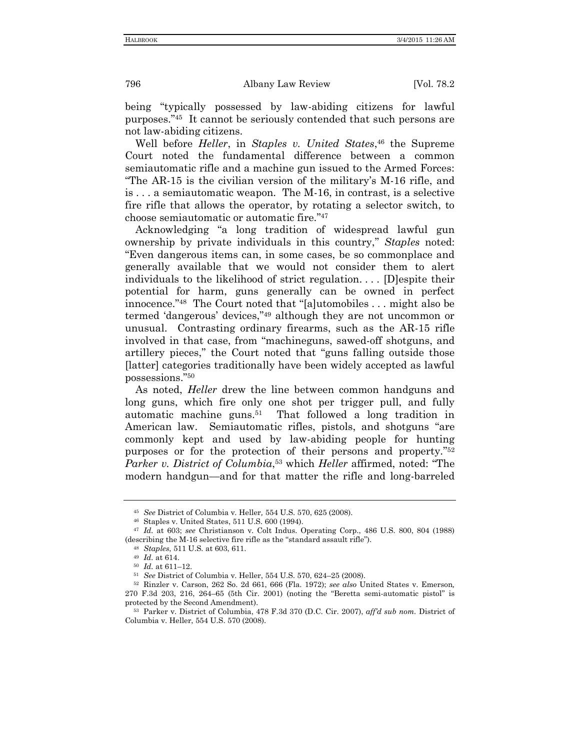being "typically possessed by law-abiding citizens for lawful purposes."[45] It cannot be seriously contended that such persons are not law-abiding citizens.

Well before *Heller*, in *Staples v. United States*,[46] the Supreme Court noted the fundamental difference between a common semiautomatic rifle and a machine gun issued to the Armed Forces: "The AR-15 is the civilian version of the military's M-16 rifle, and is . . . a semiautomatic weapon. The M-16, in contrast, is a selective fire rifle that allows the operator, by rotating a selector switch, to choose semiautomatic or automatic fire."[47]

Acknowledging "a long tradition of widespread lawful gun ownership by private individuals in this country," *Staples* noted: "Even dangerous items can, in some cases, be so commonplace and generally available that we would not consider them to alert individuals to the likelihood of strict regulation. . . . [D]espite their potential for harm, guns generally can be owned in perfect innocence."[48] The Court noted that "[a]utomobiles . . . might also be termed 'dangerous' devices,"[49] although they are not uncommon or unusual. Contrasting ordinary firearms, such as the AR-15 rifle involved in that case, from "machineguns, sawed-off shotguns, and artillery pieces," the Court noted that "guns falling outside those [latter] categories traditionally have been widely accepted as lawful possessions."[50]

As noted, *Heller* drew the line between common handguns and long guns, which fire only one shot per trigger pull, and fully automatic machine guns.[51] That followed a long tradition in American law. Semiautomatic rifles, pistols, and shotguns "are commonly kept and used by law-abiding people for hunting purposes or for the protection of their persons and property."[52] *Parker v. District of Columbia*,[53] which *Heller* affirmed, noted: "The modern handgun—and for that matter the rifle and long-barreled

---

[45] *See* District of Columbia v. Heller, 554 U.S. 570, 625 (2008).

[46] Staples v. United States, 511 U.S. 600 (1994).

[47] *Id.* at 603; *see* Christianson v. Colt Indus. Operating Corp., 486 U.S. 800, 804 (1988) (describing the M-16 selective fire rifle as the "standard assault rifle").

[48] *Staples*, 511 U.S. at 603, 611.

[49] *Id.* at 614.

[50] *Id.* at 611–12.

[51] *See* District of Columbia v. Heller, 554 U.S. 570, 624–25 (2008).

[52] Rinzler v. Carson, 262 So. 2d 661, 666 (Fla. 1972); *see also* United States v. Emerson, 270 F.3d 203, 216, 264–65 (5th Cir. 2001) (noting the "Beretta semi-automatic pistol" is protected by the Second Amendment).

[53] Parker v. District of Columbia, 478 F.3d 370 (D.C. Cir. 2007), *aff'd sub nom.* District of Columbia v. Heller, 554 U.S. 570 (2008).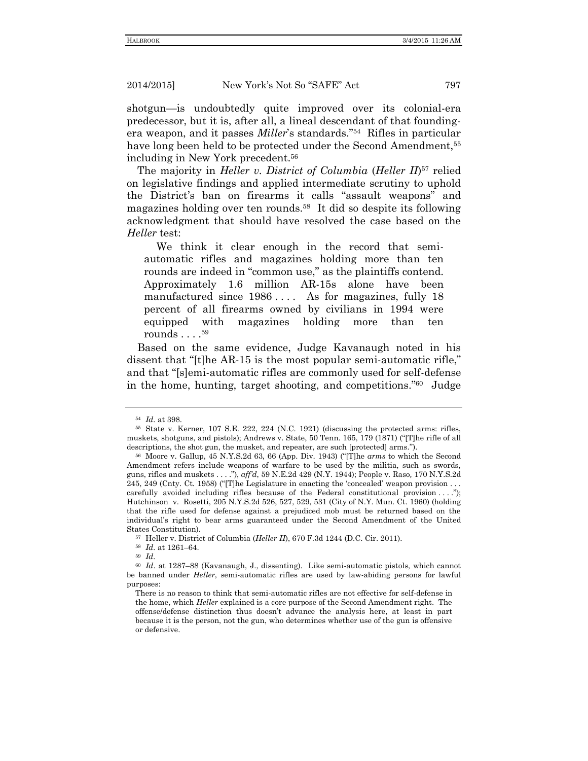shotgun—is undoubtedly quite improved over its colonial-era predecessor, but it is, after all, a lineal descendant of that founding-era weapon, and it passes *Miller*'s standards."[54] Rifles in particular have long been held to be protected under the Second Amendment,[55] including in New York precedent.[56]

The majority in *Heller v. District of Columbia* (*Heller II*)[57] relied on legislative findings and applied intermediate scrutiny to uphold the District's ban on firearms it calls "assault weapons" and magazines holding over ten rounds.[58] It did so despite its following acknowledgment that should have resolved the case based on the *Heller* test:

> We think it clear enough in the record that semi-automatic rifles and magazines holding more than ten rounds are indeed in "common use," as the plaintiffs contend. Approximately 1.6 million AR-15s alone have been manufactured since 1986 . . . . As for magazines, fully 18 percent of all firearms owned by civilians in 1994 were equipped with magazines holding more than ten rounds . . . .[59]

Based on the same evidence, Judge Kavanaugh noted in his dissent that "[t]he AR-15 is the most popular semi-automatic rifle," and that "[s]emi-automatic rifles are commonly used for self-defense in the home, hunting, target shooting, and competitions."[60] Judge

---

[54] *Id.* at 398.

[55] State v. Kerner, 107 S.E. 222, 224 (N.C. 1921) (discussing the protected arms: rifles, muskets, shotguns, and pistols); Andrews v. State, 50 Tenn. 165, 179 (1871) ("[T]he rifle of all descriptions, the shot gun, the musket, and repeater, are such [protected] arms.").

[56] Moore v. Gallup, 45 N.Y.S.2d 63, 66 (App. Div. 1943) ("[T]he *arms* to which the Second Amendment refers include weapons of warfare to be used by the militia, such as swords, guns, rifles and muskets . . . ."), *aff'd*, 59 N.E.2d 429 (N.Y. 1944); People v. Raso, 170 N.Y.S.2d 245, 249 (Cnty. Ct. 1958) ("[T]he Legislature in enacting the 'concealed' weapon provision . . . carefully avoided including rifles because of the Federal constitutional provision . . . ."); Hutchinson v. Rosetti, 205 N.Y.S.2d 526, 527, 529, 531 (City of N.Y. Mun. Ct. 1960) (holding that the rifle used for defense against a prejudiced mob must be returned based on the individual's right to bear arms guaranteed under the Second Amendment of the United States Constitution).

[57] Heller v. District of Columbia (*Heller II*), 670 F.3d 1244 (D.C. Cir. 2011).

[58] *Id.* at 1261–64.

[59] *Id.*

[60] *Id.* at 1287–88 (Kavanaugh, J., dissenting). Like semi-automatic pistols, which cannot be banned under *Heller*, semi-automatic rifles are used by law-abiding persons for lawful purposes:

> There is no reason to think that semi-automatic rifles are not effective for self-defense in the home, which *Heller* explained is a core purpose of the Second Amendment right. The offense/defense distinction thus doesn't advance the analysis here, at least in part because it is the person, not the gun, who determines whether use of the gun is offensive or defensive.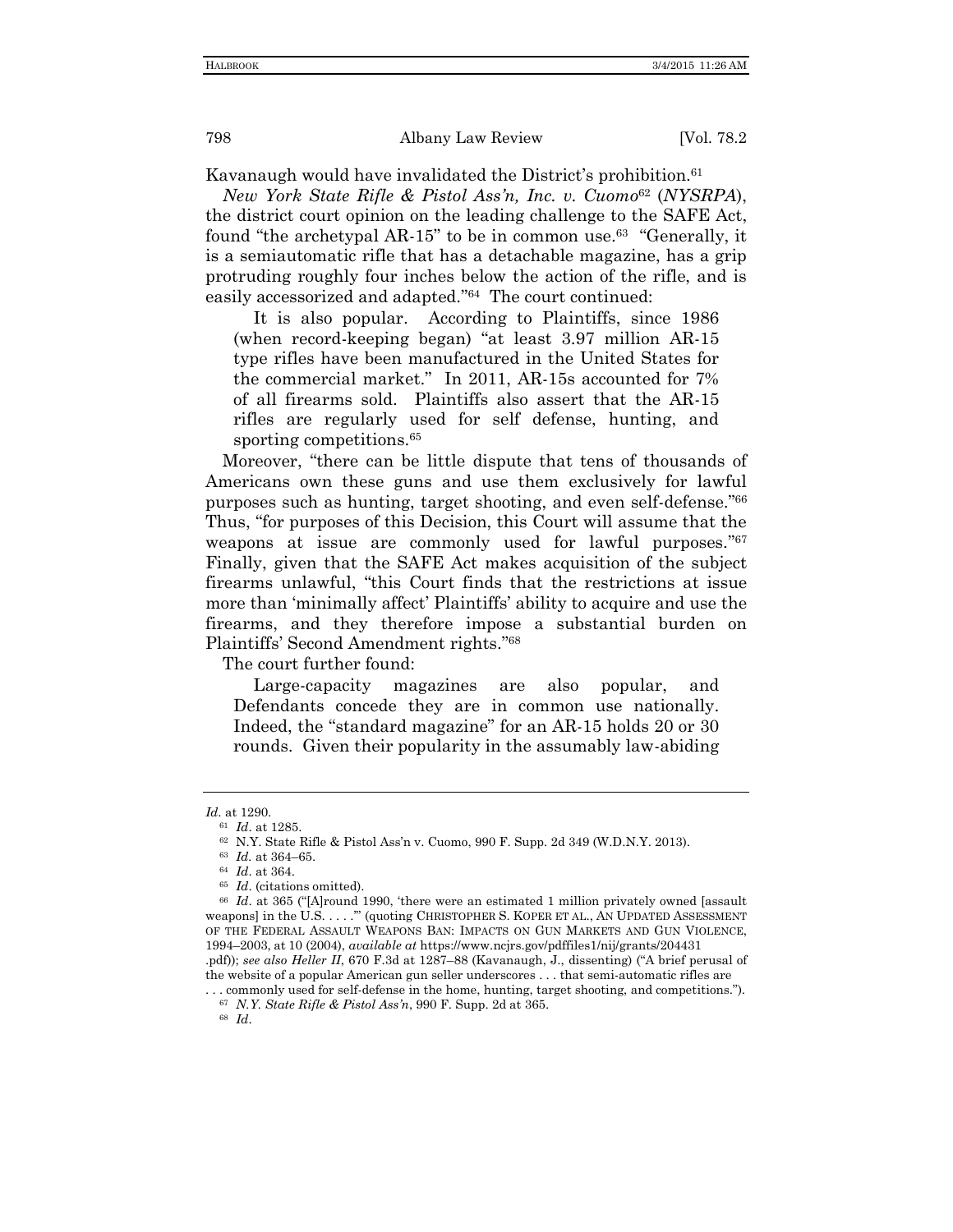Kavanaugh would have invalidated the District's prohibition.[61]

*New York State Rifle & Pistol Ass'n, Inc. v. Cuomo*[62] (*NYSRPA*), the district court opinion on the leading challenge to the SAFE Act, found "the archetypal AR-15" to be in common use.[63] "Generally, it is a semiautomatic rifle that has a detachable magazine, has a grip protruding roughly four inches below the action of the rifle, and is easily accessorized and adapted."[64] The court continued:

> It is also popular. According to Plaintiffs, since 1986 (when record-keeping began) "at least 3.97 million AR-15 type rifles have been manufactured in the United States for the commercial market." In 2011, AR-15s accounted for 7% of all firearms sold. Plaintiffs also assert that the AR-15 rifles are regularly used for self defense, hunting, and sporting competitions.[65]

Moreover, "there can be little dispute that tens of thousands of Americans own these guns and use them exclusively for lawful purposes such as hunting, target shooting, and even self-defense."[66] Thus, "for purposes of this Decision, this Court will assume that the weapons at issue are commonly used for lawful purposes."[67] Finally, given that the SAFE Act makes acquisition of the subject firearms unlawful, "this Court finds that the restrictions at issue more than 'minimally affect' Plaintiffs' ability to acquire and use the firearms, and they therefore impose a substantial burden on Plaintiffs' Second Amendment rights."[68]

The court further found:

> Large-capacity magazines are also popular, and Defendants concede they are in common use nationally. Indeed, the "standard magazine" for an AR-15 holds 20 or 30 rounds. Given their popularity in the assumably law-abiding

---

*Id*. at 1290.

[61] *Id*. at 1285.

[62] N.Y. State Rifle & Pistol Ass'n v. Cuomo, 990 F. Supp. 2d 349 (W.D.N.Y. 2013).

[63] *Id*. at 364–65.

[64] *Id*. at 364.

[65] *Id*. (citations omitted).

[66] *Id*. at 365 ("[A]round 1990, 'there were an estimated 1 million privately owned [assault weapons] in the U.S. . . . .'" (quoting CHRISTOPHER S. KOPER ET AL., AN UPDATED ASSESSMENT OF THE FEDERAL ASSAULT WEAPONS BAN: IMPACTS ON GUN MARKETS AND GUN VIOLENCE, 1994–2003, at 10 (2004), *available at* https://www.ncjrs.gov/pdffiles1/nij/grants/204431.pdf)); *see also Heller II*, 670 F.3d at 1287–88 (Kavanaugh, J., dissenting) ("A brief perusal of the website of a popular American gun seller underscores . . . that semi-automatic rifles are . . . commonly used for self-defense in the home, hunting, target shooting, and competitions.").

[67] *N.Y. State Rifle & Pistol Ass'n*, 990 F. Supp. 2d at 365.

[68] *Id*.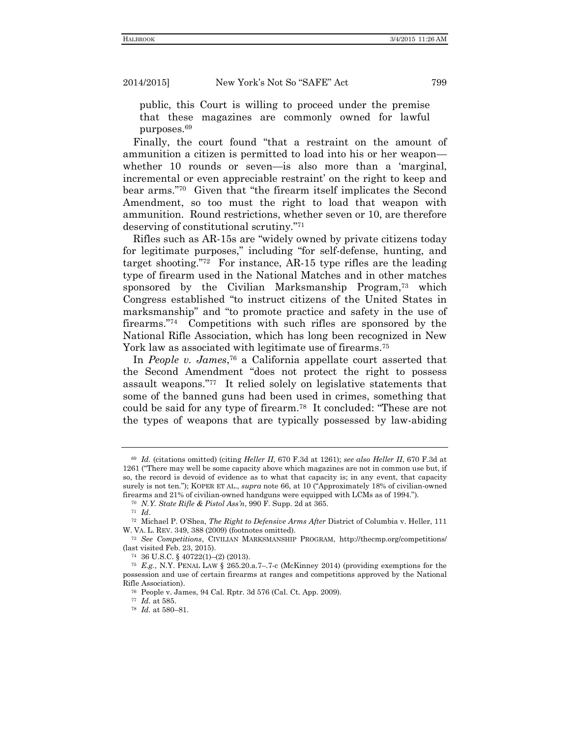public, this Court is willing to proceed under the premise that these magazines are commonly owned for lawful purposes.[69]

Finally, the court found "that a restraint on the amount of ammunition a citizen is permitted to load into his or her weapon—whether 10 rounds or seven—is also more than a 'marginal, incremental or even appreciable restraint' on the right to keep and bear arms."[70] Given that "the firearm itself implicates the Second Amendment, so too must the right to load that weapon with ammunition. Round restrictions, whether seven or 10, are therefore deserving of constitutional scrutiny."[71]

Rifles such as AR-15s are "widely owned by private citizens today for legitimate purposes," including "for self-defense, hunting, and target shooting."[72] For instance, AR-15 type rifles are the leading type of firearm used in the National Matches and in other matches sponsored by the Civilian Marksmanship Program,[73] which Congress established "to instruct citizens of the United States in marksmanship" and "to promote practice and safety in the use of firearms."[74] Competitions with such rifles are sponsored by the National Rifle Association, which has long been recognized in New York law as associated with legitimate use of firearms.[75]

In *People v. James*,[76] a California appellate court asserted that the Second Amendment "does not protect the right to possess assault weapons."[77] It relied solely on legislative statements that some of the banned guns had been used in crimes, something that could be said for any type of firearm.[78] It concluded: "These are not the types of weapons that are typically possessed by law-abiding

---

[69] *Id.* (citations omitted) (citing *Heller II*, 670 F.3d at 1261); *see also Heller II*, 670 F.3d at 1261 ("There may well be some capacity above which magazines are not in common use but, if so, the record is devoid of evidence as to what that capacity is; in any event, that capacity surely is not ten."); KOPER ET AL., *supra* note 66, at 10 ("Approximately 18% of civilian-owned firearms and 21% of civilian-owned handguns were equipped with LCMs as of 1994.").

[70] *N.Y. State Rifle & Pistol Ass'n*, 990 F. Supp. 2d at 365.

[71] *Id.*

[72] Michael P. O'Shea, *The Right to Defensive Arms After* District of Columbia v. Heller, 111 W. VA. L. REV. 349, 388 (2009) (footnotes omitted).

[73] *See Competitions*, CIVILIAN MARKSMANSHIP PROGRAM, http://thecmp.org/competitions/ (last visited Feb. 23, 2015).

[74] 36 U.S.C. § 40722(1)–(2) (2013).

[75] *E.g.*, N.Y. PENAL LAW § 265.20.a.7–.7-c (McKinney 2014) (providing exemptions for the possession and use of certain firearms at ranges and competitions approved by the National Rifle Association).

[76] People v. James, 94 Cal. Rptr. 3d 576 (Cal. Ct. App. 2009).

[77] *Id.* at 585.

[78] *Id.* at 580–81.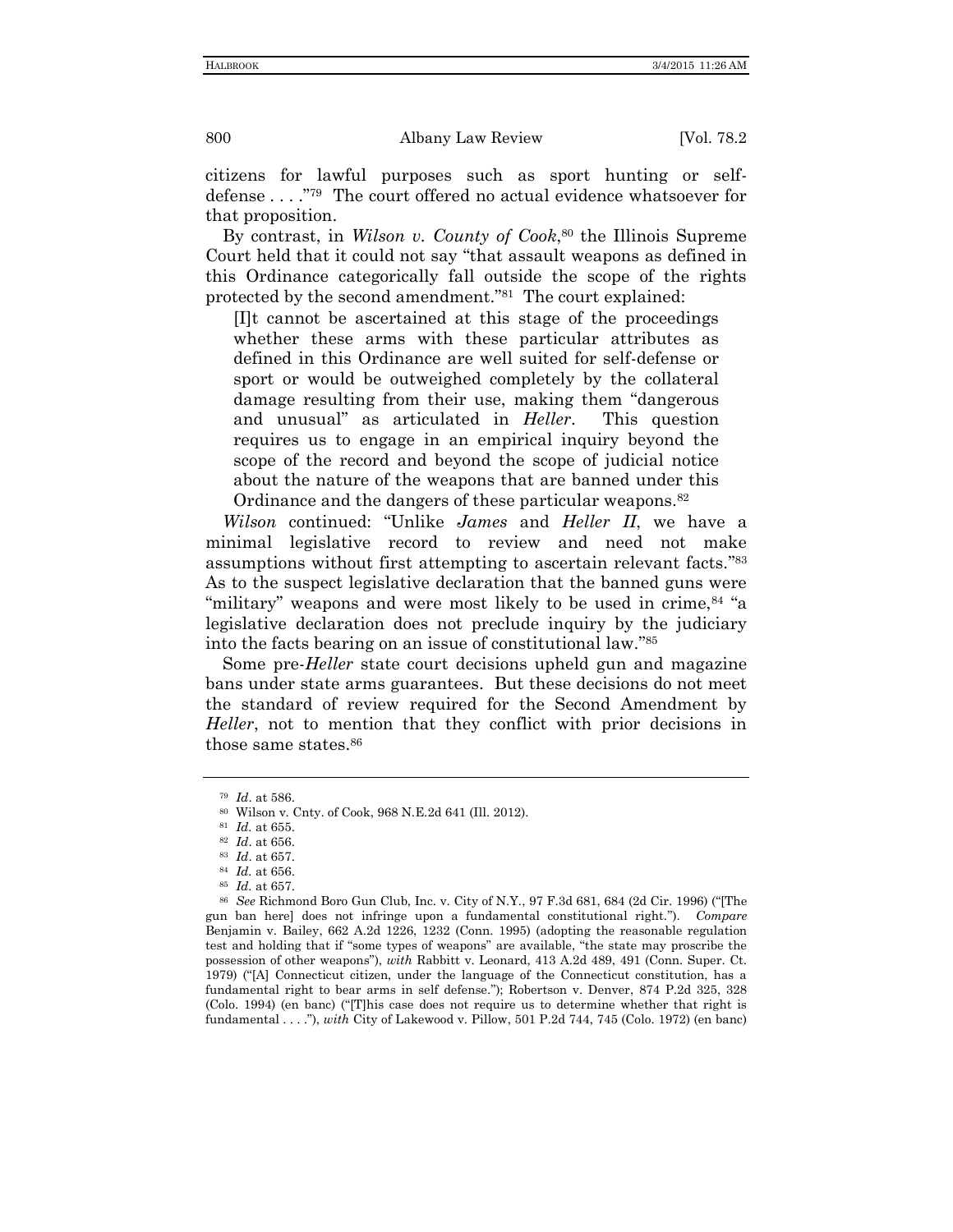citizens for lawful purposes such as sport hunting or self-defense . . . ."[79] The court offered no actual evidence whatsoever for that proposition.

By contrast, in *Wilson v. County of Cook*,[80] the Illinois Supreme Court held that it could not say "that assault weapons as defined in this Ordinance categorically fall outside the scope of the rights protected by the second amendment."[81] The court explained:

> [I]t cannot be ascertained at this stage of the proceedings whether these arms with these particular attributes as defined in this Ordinance are well suited for self-defense or sport or would be outweighed completely by the collateral damage resulting from their use, making them "dangerous and unusual" as articulated in *Heller*. This question requires us to engage in an empirical inquiry beyond the scope of the record and beyond the scope of judicial notice about the nature of the weapons that are banned under this Ordinance and the dangers of these particular weapons.[82]

*Wilson* continued: "Unlike *James* and *Heller II*, we have a minimal legislative record to review and need not make assumptions without first attempting to ascertain relevant facts."[83] As to the suspect legislative declaration that the banned guns were "military" weapons and were most likely to be used in crime,[84] "a legislative declaration does not preclude inquiry by the judiciary into the facts bearing on an issue of constitutional law."[85]

Some pre-*Heller* state court decisions upheld gun and magazine bans under state arms guarantees. But these decisions do not meet the standard of review required for the Second Amendment by *Heller*, not to mention that they conflict with prior decisions in those same states.[86]

---

[79] *Id*. at 586.

[80] Wilson v. Cnty. of Cook, 968 N.E.2d 641 (Ill. 2012).

[81] *Id*. at 655.

[82] *Id*. at 656.

[83] *Id*. at 657.

[84] *Id*. at 656.

[85] *Id*. at 657.

[86] *See* Richmond Boro Gun Club, Inc. v. City of N.Y., 97 F.3d 681, 684 (2d Cir. 1996) ("[The gun ban here] does not infringe upon a fundamental constitutional right."). *Compare* Benjamin v. Bailey, 662 A.2d 1226, 1232 (Conn. 1995) (adopting the reasonable regulation test and holding that if "some types of weapons" are available, "the state may proscribe the possession of other weapons"), *with* Rabbitt v. Leonard, 413 A.2d 489, 491 (Conn. Super. Ct. 1979) ("[A] Connecticut citizen, under the language of the Connecticut constitution, has a fundamental right to bear arms in self defense."); Robertson v. Denver, 874 P.2d 325, 328 (Colo. 1994) (en banc) ("[T]his case does not require us to determine whether that right is fundamental . . . ."), *with* City of Lakewood v. Pillow, 501 P.2d 744, 745 (Colo. 1972) (en banc)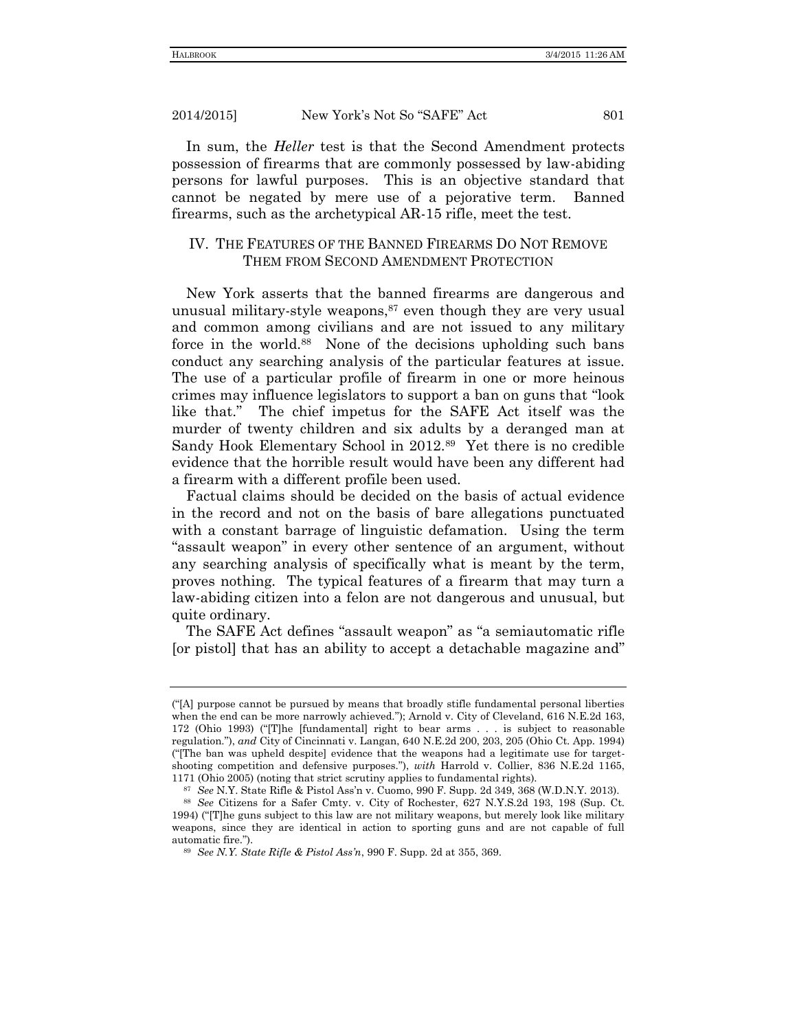In sum, the *Heller* test is that the Second Amendment protects possession of firearms that are commonly possessed by law-abiding persons for lawful purposes. This is an objective standard that cannot be negated by mere use of a pejorative term. Banned firearms, such as the archetypical AR-15 rifle, meet the test.

## IV. The Features of the Banned Firearms Do Not Remove Them from Second Amendment Protection

New York asserts that the banned firearms are dangerous and unusual military-style weapons,[87] even though they are very usual and common among civilians and are not issued to any military force in the world.[88] None of the decisions upholding such bans conduct any searching analysis of the particular features at issue. The use of a particular profile of firearm in one or more heinous crimes may influence legislators to support a ban on guns that "look like that." The chief impetus for the SAFE Act itself was the murder of twenty children and six adults by a deranged man at Sandy Hook Elementary School in 2012.[89] Yet there is no credible evidence that the horrible result would have been any different had a firearm with a different profile been used.

Factual claims should be decided on the basis of actual evidence in the record and not on the basis of bare allegations punctuated with a constant barrage of linguistic defamation. Using the term "assault weapon" in every other sentence of an argument, without any searching analysis of specifically what is meant by the term, proves nothing. The typical features of a firearm that may turn a law-abiding citizen into a felon are not dangerous and unusual, but quite ordinary.

The SAFE Act defines "assault weapon" as "a semiautomatic rifle [or pistol] that has an ability to accept a detachable magazine and"

---

("[A] purpose cannot be pursued by means that broadly stifle fundamental personal liberties when the end can be more narrowly achieved."); Arnold v. City of Cleveland, 616 N.E.2d 163, 172 (Ohio 1993) ("[T]he [fundamental] right to bear arms . . . is subject to reasonable regulation."), *and* City of Cincinnati v. Langan, 640 N.E.2d 200, 203, 205 (Ohio Ct. App. 1994) ("[The ban was upheld despite] evidence that the weapons had a legitimate use for target-shooting competition and defensive purposes."), *with* Harrold v. Collier, 836 N.E.2d 1165, 1171 (Ohio 2005) (noting that strict scrutiny applies to fundamental rights).

[87] *See* N.Y. State Rifle & Pistol Ass'n v. Cuomo, 990 F. Supp. 2d 349, 368 (W.D.N.Y. 2013).

[88] *See* Citizens for a Safer Cmty. v. City of Rochester, 627 N.Y.S.2d 193, 198 (Sup. Ct. 1994) ("[T]he guns subject to this law are not military weapons, but merely look like military weapons, since they are identical in action to sporting guns and are not capable of full automatic fire.").

[89] *See N.Y. State Rifle & Pistol Ass'n*, 990 F. Supp. 2d at 355, 369.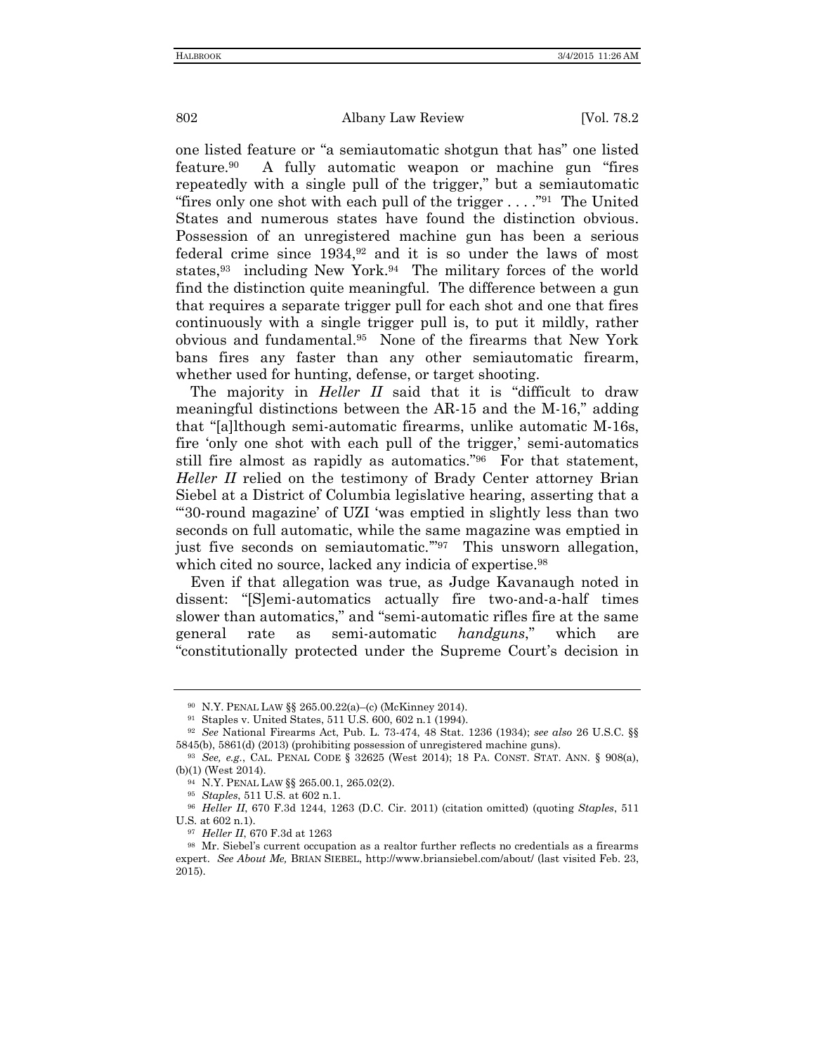one listed feature or "a semiautomatic shotgun that has" one listed feature.[90] A fully automatic weapon or machine gun "fires repeatedly with a single pull of the trigger," but a semiautomatic "fires only one shot with each pull of the trigger . . . ."[91] The United States and numerous states have found the distinction obvious. Possession of an unregistered machine gun has been a serious federal crime since 1934,[92] and it is so under the laws of most states,[93] including New York.[94] The military forces of the world find the distinction quite meaningful. The difference between a gun that requires a separate trigger pull for each shot and one that fires continuously with a single trigger pull is, to put it mildly, rather obvious and fundamental.[95] None of the firearms that New York bans fires any faster than any other semiautomatic firearm, whether used for hunting, defense, or target shooting.

The majority in *Heller II* said that it is "difficult to draw meaningful distinctions between the AR-15 and the M-16," adding that "[a]lthough semi-automatic firearms, unlike automatic M-16s, fire 'only one shot with each pull of the trigger,' semi-automatics still fire almost as rapidly as automatics."[96] For that statement, *Heller II* relied on the testimony of Brady Center attorney Brian Siebel at a District of Columbia legislative hearing, asserting that a "'30-round magazine' of UZI 'was emptied in slightly less than two seconds on full automatic, while the same magazine was emptied in just five seconds on semiautomatic.'"[97] This unsworn allegation, which cited no source, lacked any indicia of expertise.[98]

Even if that allegation was true, as Judge Kavanaugh noted in dissent: "[S]emi-automatics actually fire two-and-a-half times slower than automatics," and "semi-automatic rifles fire at the same general rate as semi-automatic *handguns*," which are "constitutionally protected under the Supreme Court's decision in

---

[90] N.Y. PENAL LAW §§ 265.00.22(a)–(c) (McKinney 2014).

[91] Staples v. United States, 511 U.S. 600, 602 n.1 (1994).

[92] *See* National Firearms Act, Pub. L. 73-474, 48 Stat. 1236 (1934); *see also* 26 U.S.C. §§ 5845(b), 5861(d) (2013) (prohibiting possession of unregistered machine guns).

[93] *See, e.g.*, CAL. PENAL CODE § 32625 (West 2014); 18 PA. CONST. STAT. ANN. § 908(a), (b)(1) (West 2014).

[94] N.Y. PENAL LAW §§ 265.00.1, 265.02(2).

[95] *Staples*, 511 U.S. at 602 n.1.

[96] *Heller II*, 670 F.3d 1244, 1263 (D.C. Cir. 2011) (citation omitted) (quoting *Staples*, 511 U.S. at 602 n.1).

[97] *Heller II*, 670 F.3d at 1263

[98] Mr. Siebel's current occupation as a realtor further reflects no credentials as a firearms expert. *See About Me,* BRIAN SIEBEL, http://www.briansiebel.com/about/ (last visited Feb. 23, 2015).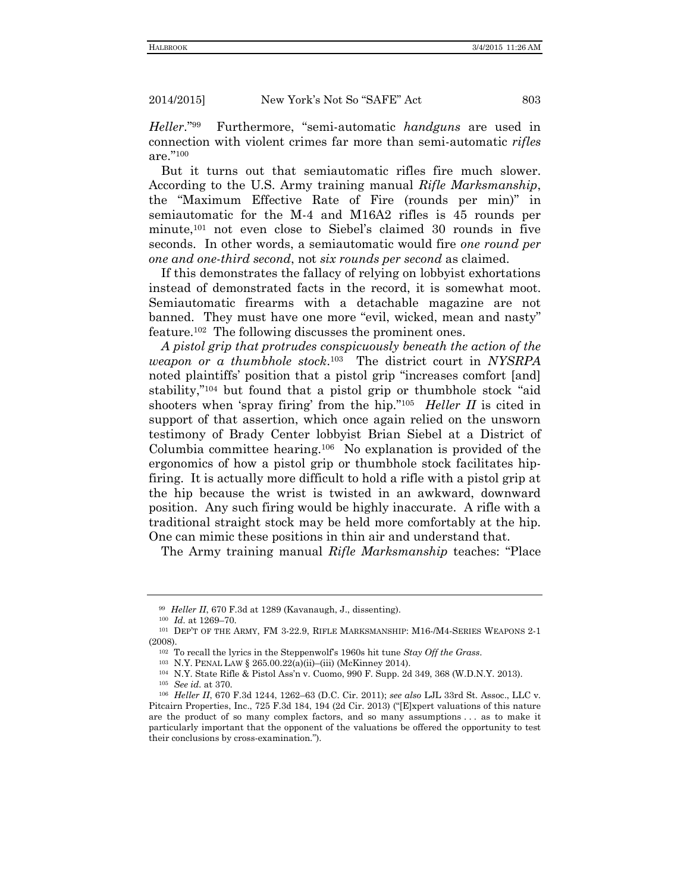*Heller*."[99] Furthermore, "semi-automatic *handguns* are used in connection with violent crimes far more than semi-automatic *rifles* are."[100]

But it turns out that semiautomatic rifles fire much slower. According to the U.S. Army training manual *Rifle Marksmanship*, the "Maximum Effective Rate of Fire (rounds per min)" in semiautomatic for the M-4 and M16A2 rifles is 45 rounds per minute,[101] not even close to Siebel's claimed 30 rounds in five seconds. In other words, a semiautomatic would fire *one round per one and one-third second*, not *six rounds per second* as claimed.

If this demonstrates the fallacy of relying on lobbyist exhortations instead of demonstrated facts in the record, it is somewhat moot. Semiautomatic firearms with a detachable magazine are not banned. They must have one more "evil, wicked, mean and nasty" feature.[102] The following discusses the prominent ones.

*A pistol grip that protrudes conspicuously beneath the action of the weapon or a thumbhole stock*.[103] The district court in *NYSRPA* noted plaintiffs' position that a pistol grip "increases comfort [and] stability,"[104] but found that a pistol grip or thumbhole stock "aid shooters when 'spray firing' from the hip."[105] *Heller II* is cited in support of that assertion, which once again relied on the unsworn testimony of Brady Center lobbyist Brian Siebel at a District of Columbia committee hearing.[106] No explanation is provided of the ergonomics of how a pistol grip or thumbhole stock facilitates hip-firing. It is actually more difficult to hold a rifle with a pistol grip at the hip because the wrist is twisted in an awkward, downward position. Any such firing would be highly inaccurate. A rifle with a traditional straight stock may be held more comfortably at the hip. One can mimic these positions in thin air and understand that.

The Army training manual *Rifle Marksmanship* teaches: "Place

---

[99] *Heller II*, 670 F.3d at 1289 (Kavanaugh, J., dissenting).

[100] *Id.* at 1269–70.

[101] DEP'T OF THE ARMY, FM 3-22.9, RIFLE MARKSMANSHIP: M16-/M4-SERIES WEAPONS 2-1 (2008).

[102] To recall the lyrics in the Steppenwolf's 1960s hit tune *Stay Off the Grass*.

[103] N.Y. PENAL LAW § 265.00.22(a)(ii)–(iii) (McKinney 2014).

[104] N.Y. State Rifle & Pistol Ass'n v. Cuomo, 990 F. Supp. 2d 349, 368 (W.D.N.Y. 2013).

[105] *See id.* at 370.

[106] *Heller II*, 670 F.3d 1244, 1262–63 (D.C. Cir. 2011); *see also* LJL 33rd St. Assoc., LLC v. Pitcairn Properties, Inc., 725 F.3d 184, 194 (2d Cir. 2013) ("[E]xpert valuations of this nature are the product of so many complex factors, and so many assumptions . . . as to make it particularly important that the opponent of the valuations be offered the opportunity to test their conclusions by cross-examination.").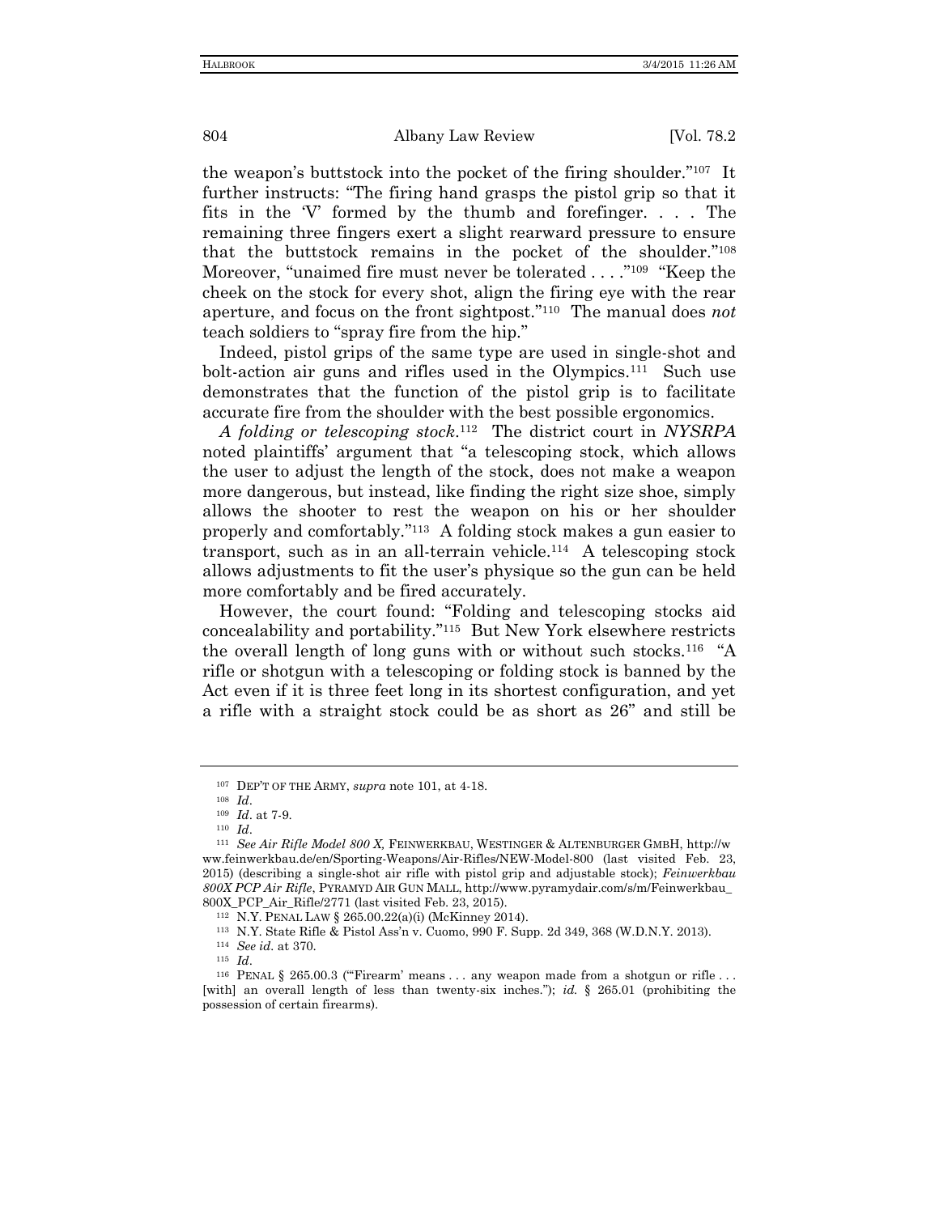the weapon's buttstock into the pocket of the firing shoulder."[107] It further instructs: "The firing hand grasps the pistol grip so that it fits in the 'V' formed by the thumb and forefinger. . . . The remaining three fingers exert a slight rearward pressure to ensure that the buttstock remains in the pocket of the shoulder."[108] Moreover, "unaimed fire must never be tolerated . . . ."[109] "Keep the cheek on the stock for every shot, align the firing eye with the rear aperture, and focus on the front sightpost."[110] The manual does *not* teach soldiers to "spray fire from the hip."

Indeed, pistol grips of the same type are used in single-shot and bolt-action air guns and rifles used in the Olympics.[111] Such use demonstrates that the function of the pistol grip is to facilitate accurate fire from the shoulder with the best possible ergonomics.

*A folding or telescoping stock*.[112] The district court in *NYSRPA* noted plaintiffs' argument that "a telescoping stock, which allows the user to adjust the length of the stock, does not make a weapon more dangerous, but instead, like finding the right size shoe, simply allows the shooter to rest the weapon on his or her shoulder properly and comfortably."[113] A folding stock makes a gun easier to transport, such as in an all-terrain vehicle.[114] A telescoping stock allows adjustments to fit the user's physique so the gun can be held more comfortably and be fired accurately.

However, the court found: "Folding and telescoping stocks aid concealability and portability."[115] But New York elsewhere restricts the overall length of long guns with or without such stocks.[116] "A rifle or shotgun with a telescoping or folding stock is banned by the Act even if it is three feet long in its shortest configuration, and yet a rifle with a straight stock could be as short as 26" and still be

---

[107] DEP'T OF THE ARMY, *supra* note 101, at 4-18.

[108] *Id*.

[109] *Id*. at 7-9.

[110] *Id*.

[111] *See Air Rifle Model 800 X*, FEINWERKBAU, WESTINGER & ALTENBURGER GMBH, http://www.feinwerkbau.de/en/Sporting-Weapons/Air-Rifles/NEW-Model-800 (last visited Feb. 23, 2015) (describing a single-shot air rifle with pistol grip and adjustable stock); *Feinwerkbau 800X PCP Air Rifle*, PYRAMYD AIR GUN MALL, http://www.pyramydair.com/s/m/Feinwerkbau_800X_PCP_Air_Rifle/2771 (last visited Feb. 23, 2015).

[112] N.Y. PENAL LAW § 265.00.22(a)(i) (McKinney 2014).

[113] N.Y. State Rifle & Pistol Ass'n v. Cuomo, 990 F. Supp. 2d 349, 368 (W.D.N.Y. 2013).

[114] *See id*. at 370.

[115] *Id*.

[116] PENAL § 265.00.3 ("'Firearm' means . . . any weapon made from a shotgun or rifle . . . [with] an overall length of less than twenty-six inches."); *id.* § 265.01 (prohibiting the possession of certain firearms).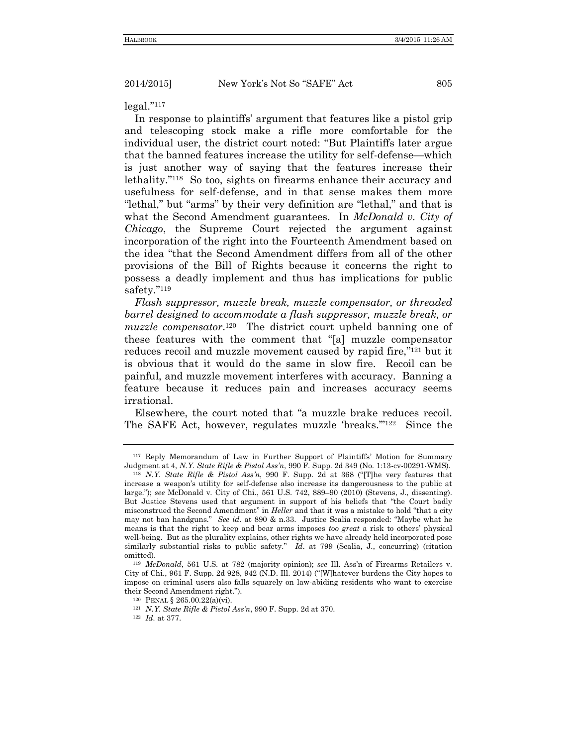legal."[117]

In response to plaintiffs' argument that features like a pistol grip and telescoping stock make a rifle more comfortable for the individual user, the district court noted: "But Plaintiffs later argue that the banned features increase the utility for self-defense—which is just another way of saying that the features increase their lethality."[118] So too, sights on firearms enhance their accuracy and usefulness for self-defense, and in that sense makes them more "lethal," but "arms" by their very definition are "lethal," and that is what the Second Amendment guarantees. In *McDonald v. City of Chicago*, the Supreme Court rejected the argument against incorporation of the right into the Fourteenth Amendment based on the idea "that the Second Amendment differs from all of the other provisions of the Bill of Rights because it concerns the right to possess a deadly implement and thus has implications for public safety."[119]

*Flash suppressor, muzzle break, muzzle compensator, or threaded barrel designed to accommodate a flash suppressor, muzzle break, or muzzle compensator*.[120] The district court upheld banning one of these features with the comment that "[a] muzzle compensator reduces recoil and muzzle movement caused by rapid fire,"[121] but it is obvious that it would do the same in slow fire. Recoil can be painful, and muzzle movement interferes with accuracy. Banning a feature because it reduces pain and increases accuracy seems irrational.

Elsewhere, the court noted that "a muzzle brake reduces recoil. The SAFE Act, however, regulates muzzle 'breaks.'"[122] Since the

---

[117] Reply Memorandum of Law in Further Support of Plaintiffs' Motion for Summary Judgment at 4, *N.Y. State Rifle & Pistol Ass'n*, 990 F. Supp. 2d 349 (No. 1:13-cv-00291-WMS).

[118] *N.Y. State Rifle & Pistol Ass'n*, 990 F. Supp. 2d at 368 ("[T]he very features that increase a weapon's utility for self-defense also increase its dangerousness to the public at large."); *see* McDonald v. City of Chi., 561 U.S. 742, 889–90 (2010) (Stevens, J., dissenting). But Justice Stevens used that argument in support of his beliefs that "the Court badly misconstrued the Second Amendment" in *Heller* and that it was a mistake to hold "that a city may not ban handguns." *See id.* at 890 & n.33. Justice Scalia responded: "Maybe what he means is that the right to keep and bear arms imposes *too great* a risk to others' physical well-being. But as the plurality explains, other rights we have already held incorporated pose similarly substantial risks to public safety." *Id*. at 799 (Scalia, J., concurring) (citation omitted).

[119] *McDonald*, 561 U.S. at 782 (majority opinion); *see* Ill. Ass'n of Firearms Retailers v. City of Chi., 961 F. Supp. 2d 928, 942 (N.D. Ill. 2014) ("[W]hatever burdens the City hopes to impose on criminal users also falls squarely on law-abiding residents who want to exercise their Second Amendment right.").

[120] PENAL § 265.00.22(a)(vi).

[121] *N.Y. State Rifle & Pistol Ass'n*, 990 F. Supp. 2d at 370.

[122] *Id.* at 377.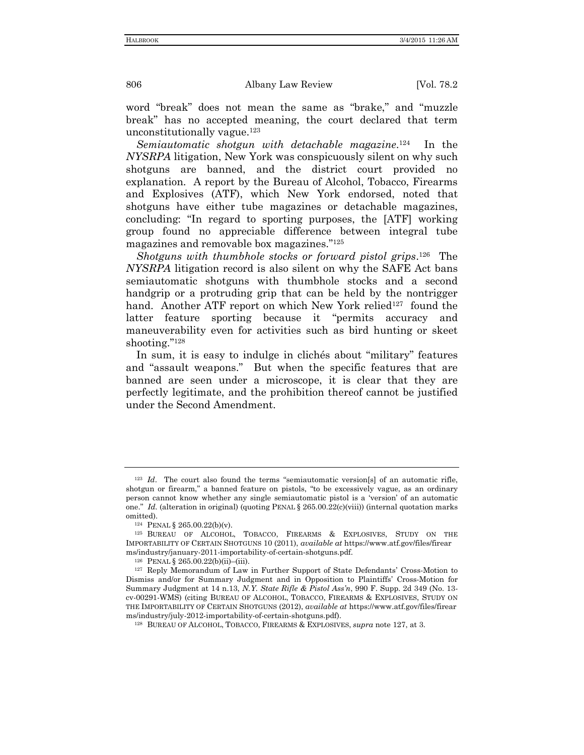word "break" does not mean the same as "brake," and "muzzle break" has no accepted meaning, the court declared that term unconstitutionally vague.[123]

*Semiautomatic shotgun with detachable magazine*.[124] In the *NYSRPA* litigation, New York was conspicuously silent on why such shotguns are banned, and the district court provided no explanation. A report by the Bureau of Alcohol, Tobacco, Firearms and Explosives (ATF), which New York endorsed, noted that shotguns have either tube magazines or detachable magazines, concluding: "In regard to sporting purposes, the [ATF] working group found no appreciable difference between integral tube magazines and removable box magazines."[125]

*Shotguns with thumbhole stocks or forward pistol grips*.[126] The *NYSRPA* litigation record is also silent on why the SAFE Act bans semiautomatic shotguns with thumbhole stocks and a second handgrip or a protruding grip that can be held by the nontrigger hand. Another ATF report on which New York relied[127] found the latter feature sporting because it "permits accuracy and maneuverability even for activities such as bird hunting or skeet shooting."[128]

In sum, it is easy to indulge in clichés about "military" features and "assault weapons." But when the specific features that are banned are seen under a microscope, it is clear that they are perfectly legitimate, and the prohibition thereof cannot be justified under the Second Amendment.

---

[123] *Id*. The court also found the terms "semiautomatic version[s] of an automatic rifle, shotgun or firearm," a banned feature on pistols, "to be excessively vague, as an ordinary person cannot know whether any single semiautomatic pistol is a 'version' of an automatic one." *Id.* (alteration in original) (quoting PENAL § 265.00.22(c)(viii)) (internal quotation marks omitted).

[124] PENAL § 265.00.22(b)(v).

[125] BUREAU OF ALCOHOL, TOBACCO, FIREARMS & EXPLOSIVES, STUDY ON THE IMPORTABILITY OF CERTAIN SHOTGUNS 10 (2011), *available at* https://www.atf.gov/files/firearms/industry/january-2011-importability-of-certain-shotguns.pdf.

[126] PENAL § 265.00.22(b)(ii)–(iii).

[127] Reply Memorandum of Law in Further Support of State Defendants' Cross-Motion to Dismiss and/or for Summary Judgment and in Opposition to Plaintiffs' Cross-Motion for Summary Judgment at 14 n.13, *N.Y. State Rifle & Pistol Ass'n*, 990 F. Supp. 2d 349 (No. 13-cv-00291-WMS) (citing BUREAU OF ALCOHOL, TOBACCO, FIREARMS & EXPLOSIVES, STUDY ON THE IMPORTABILITY OF CERTAIN SHOTGUNS (2012), *available at* https://www.atf.gov/files/firearms/industry/july-2012-importability-of-certain-shotguns.pdf).

[128] BUREAU OF ALCOHOL, TOBACCO, FIREARMS & EXPLOSIVES, *supra* note 127, at 3.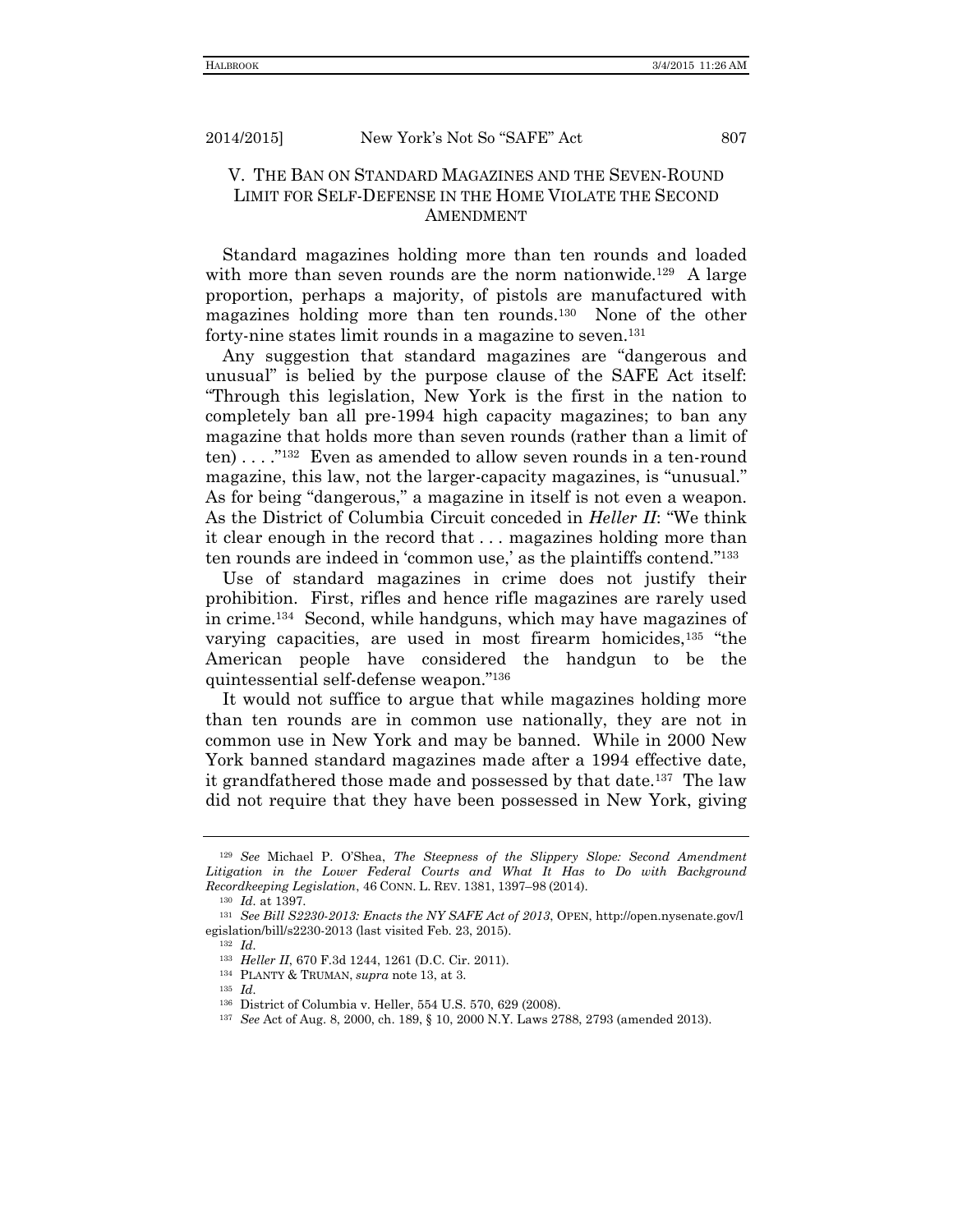## V. THE BAN ON STANDARD MAGAZINES AND THE SEVEN-ROUND LIMIT FOR SELF-DEFENSE IN THE HOME VIOLATE THE SECOND AMENDMENT

Standard magazines holding more than ten rounds and loaded with more than seven rounds are the norm nationwide.[129] A large proportion, perhaps a majority, of pistols are manufactured with magazines holding more than ten rounds.[130] None of the other forty-nine states limit rounds in a magazine to seven.[131]

Any suggestion that standard magazines are "dangerous and unusual" is belied by the purpose clause of the SAFE Act itself: "Through this legislation, New York is the first in the nation to completely ban all pre-1994 high capacity magazines; to ban any magazine that holds more than seven rounds (rather than a limit of ten) . . . ."[132] Even as amended to allow seven rounds in a ten-round magazine, this law, not the larger-capacity magazines, is "unusual." As for being "dangerous," a magazine in itself is not even a weapon. As the District of Columbia Circuit conceded in *Heller II*: "We think it clear enough in the record that . . . magazines holding more than ten rounds are indeed in 'common use,' as the plaintiffs contend."[133]

Use of standard magazines in crime does not justify their prohibition. First, rifles and hence rifle magazines are rarely used in crime.[134] Second, while handguns, which may have magazines of varying capacities, are used in most firearm homicides,[135] "the American people have considered the handgun to be the quintessential self-defense weapon."[136]

It would not suffice to argue that while magazines holding more than ten rounds are in common use nationally, they are not in common use in New York and may be banned. While in 2000 New York banned standard magazines made after a 1994 effective date, it grandfathered those made and possessed by that date.[137] The law did not require that they have been possessed in New York, giving

---

[129] *See* Michael P. O'Shea, *The Steepness of the Slippery Slope: Second Amendment Litigation in the Lower Federal Courts and What It Has to Do with Background Recordkeeping Legislation*, 46 CONN. L. REV. 1381, 1397–98 (2014).

[130] *Id.* at 1397.

[131] *See Bill S2230-2013: Enacts the NY SAFE Act of 2013*, OPEN, http://open.nysenate.gov/legislation/bill/s2230-2013 (last visited Feb. 23, 2015).

[132] *Id.*

[133] *Heller II*, 670 F.3d 1244, 1261 (D.C. Cir. 2011).

[134] PLANTY & TRUMAN, *supra* note 13, at 3.

[135] *Id.*

[136] District of Columbia v. Heller, 554 U.S. 570, 629 (2008).

[137] *See* Act of Aug. 8, 2000, ch. 189, § 10, 2000 N.Y. Laws 2788, 2793 (amended 2013).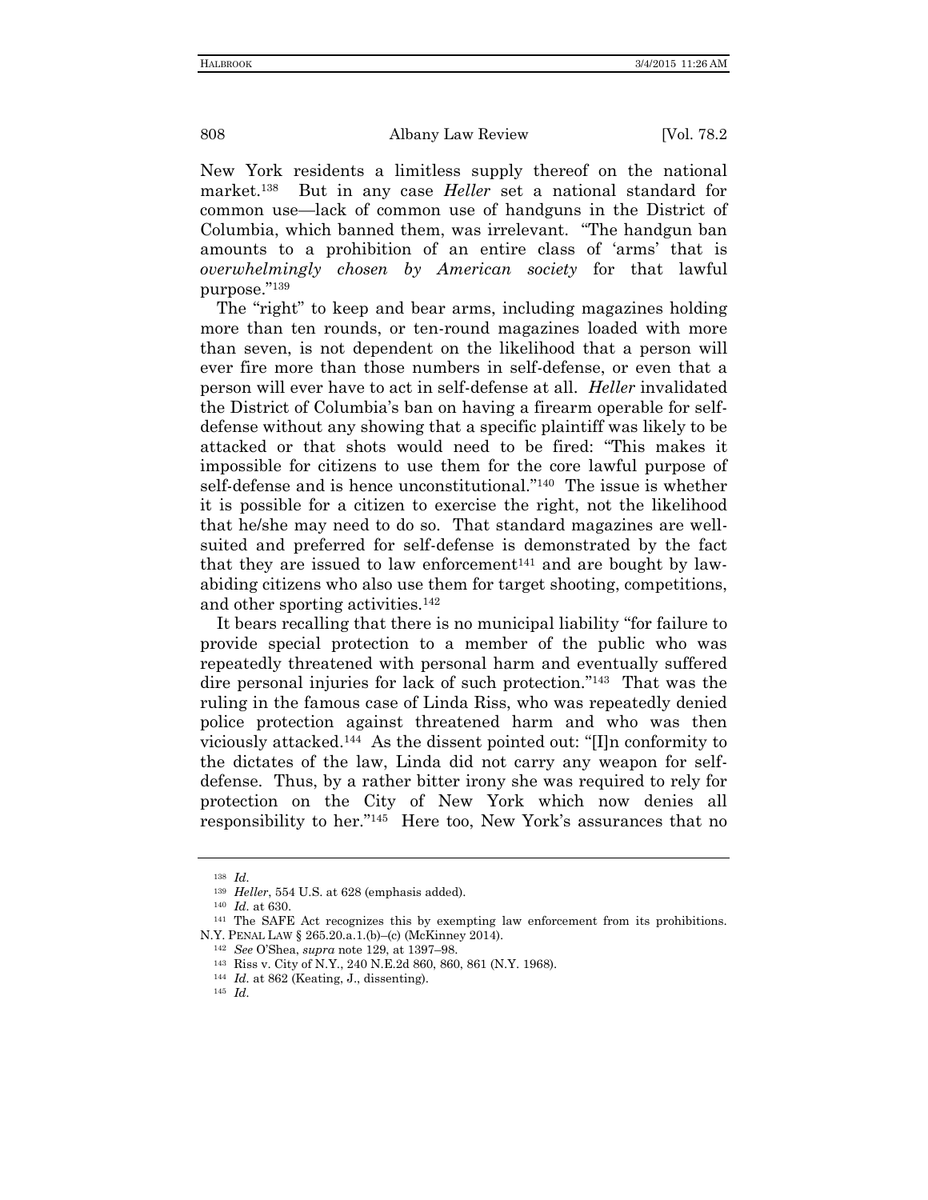New York residents a limitless supply thereof on the national market.[138] But in any case *Heller* set a national standard for common use—lack of common use of handguns in the District of Columbia, which banned them, was irrelevant. "The handgun ban amounts to a prohibition of an entire class of 'arms' that is *overwhelmingly chosen by American society* for that lawful purpose."[139]

The "right" to keep and bear arms, including magazines holding more than ten rounds, or ten-round magazines loaded with more than seven, is not dependent on the likelihood that a person will ever fire more than those numbers in self-defense, or even that a person will ever have to act in self-defense at all. *Heller* invalidated the District of Columbia's ban on having a firearm operable for self-defense without any showing that a specific plaintiff was likely to be attacked or that shots would need to be fired: "This makes it impossible for citizens to use them for the core lawful purpose of self-defense and is hence unconstitutional."[140] The issue is whether it is possible for a citizen to exercise the right, not the likelihood that he/she may need to do so. That standard magazines are well-suited and preferred for self-defense is demonstrated by the fact that they are issued to law enforcement[141] and are bought by law-abiding citizens who also use them for target shooting, competitions, and other sporting activities.[142]

It bears recalling that there is no municipal liability "for failure to provide special protection to a member of the public who was repeatedly threatened with personal harm and eventually suffered dire personal injuries for lack of such protection."[143] That was the ruling in the famous case of Linda Riss, who was repeatedly denied police protection against threatened harm and who was then viciously attacked.[144] As the dissent pointed out: "[I]n conformity to the dictates of the law, Linda did not carry any weapon for self-defense. Thus, by a rather bitter irony she was required to rely for protection on the City of New York which now denies all responsibility to her."[145] Here too, New York's assurances that no

---

[138] *Id.*

[139] *Heller*, 554 U.S. at 628 (emphasis added).

[140] *Id.* at 630.

[141] The SAFE Act recognizes this by exempting law enforcement from its prohibitions. N.Y. PENAL LAW § 265.20.a.1.(b)–(c) (McKinney 2014).

[142] *See* O'Shea, *supra* note 129, at 1397–98.

[143] Riss v. City of N.Y., 240 N.E.2d 860, 860, 861 (N.Y. 1968).

[144] *Id.* at 862 (Keating, J., dissenting).

[145] *Id.*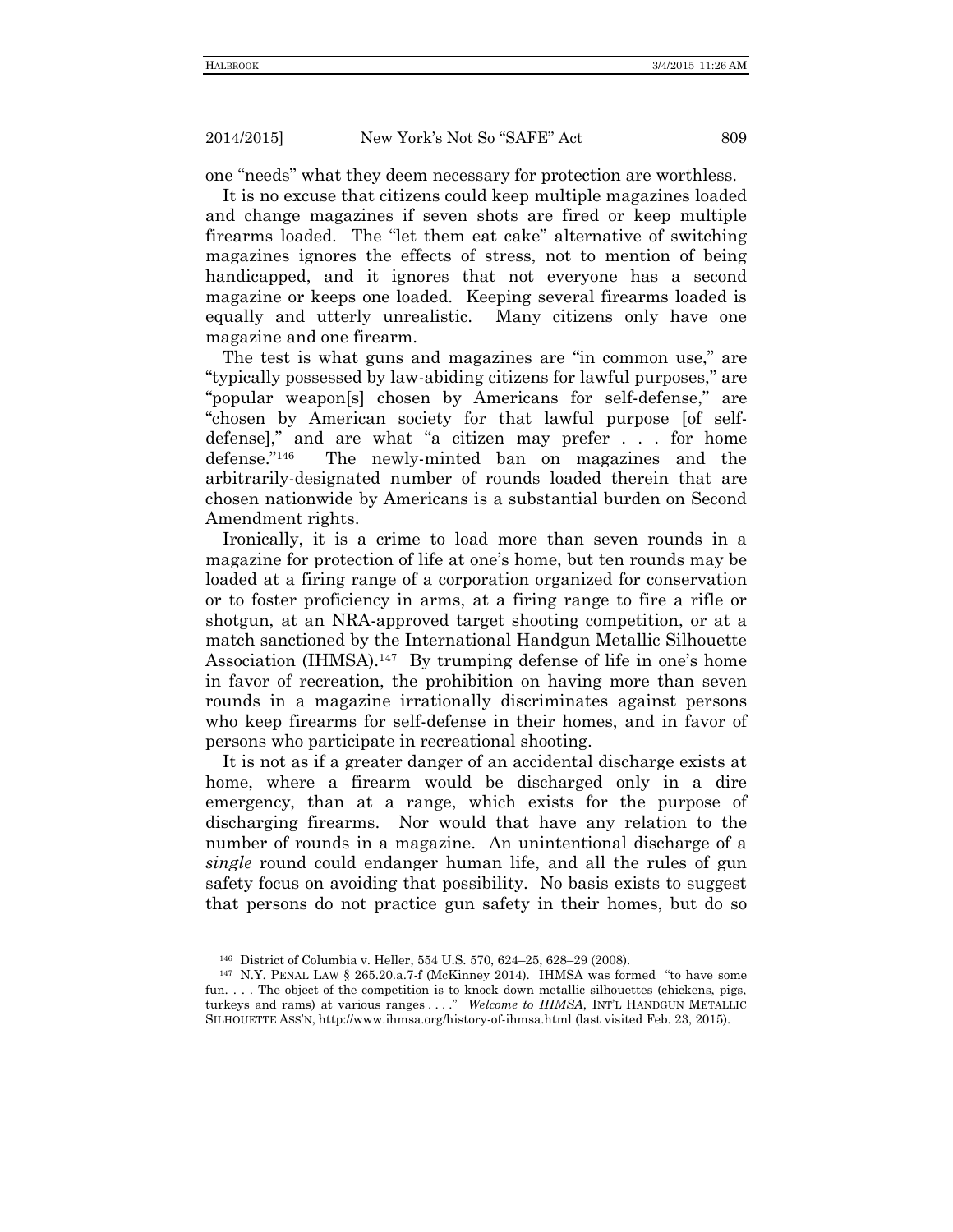one "needs" what they deem necessary for protection are worthless.

It is no excuse that citizens could keep multiple magazines loaded and change magazines if seven shots are fired or keep multiple firearms loaded. The "let them eat cake" alternative of switching magazines ignores the effects of stress, not to mention of being handicapped, and it ignores that not everyone has a second magazine or keeps one loaded. Keeping several firearms loaded is equally and utterly unrealistic. Many citizens only have one magazine and one firearm.

The test is what guns and magazines are "in common use," are "typically possessed by law-abiding citizens for lawful purposes," are "popular weapon[s] chosen by Americans for self-defense," are "chosen by American society for that lawful purpose [of self-defense]," and are what "a citizen may prefer . . . for home defense."[146] The newly-minted ban on magazines and the arbitrarily-designated number of rounds loaded therein that are chosen nationwide by Americans is a substantial burden on Second Amendment rights.

Ironically, it is a crime to load more than seven rounds in a magazine for protection of life at one's home, but ten rounds may be loaded at a firing range of a corporation organized for conservation or to foster proficiency in arms, at a firing range to fire a rifle or shotgun, at an NRA-approved target shooting competition, or at a match sanctioned by the International Handgun Metallic Silhouette Association (IHMSA).[147] By trumping defense of life in one's home in favor of recreation, the prohibition on having more than seven rounds in a magazine irrationally discriminates against persons who keep firearms for self-defense in their homes, and in favor of persons who participate in recreational shooting.

It is not as if a greater danger of an accidental discharge exists at home, where a firearm would be discharged only in a dire emergency, than at a range, which exists for the purpose of discharging firearms. Nor would that have any relation to the number of rounds in a magazine. An unintentional discharge of a *single* round could endanger human life, and all the rules of gun safety focus on avoiding that possibility. No basis exists to suggest that persons do not practice gun safety in their homes, but do so

---

[146] District of Columbia v. Heller, 554 U.S. 570, 624–25, 628–29 (2008).

[147] N.Y. PENAL LAW § 265.20.a.7-f (McKinney 2014). IHMSA was formed "to have some fun. . . . The object of the competition is to knock down metallic silhouettes (chickens, pigs, turkeys and rams) at various ranges . . . ." *Welcome to IHMSA*, INT'L HANDGUN METALLIC SILHOUETTE ASS'N, http://www.ihmsa.org/history-of-ihmsa.html (last visited Feb. 23, 2015).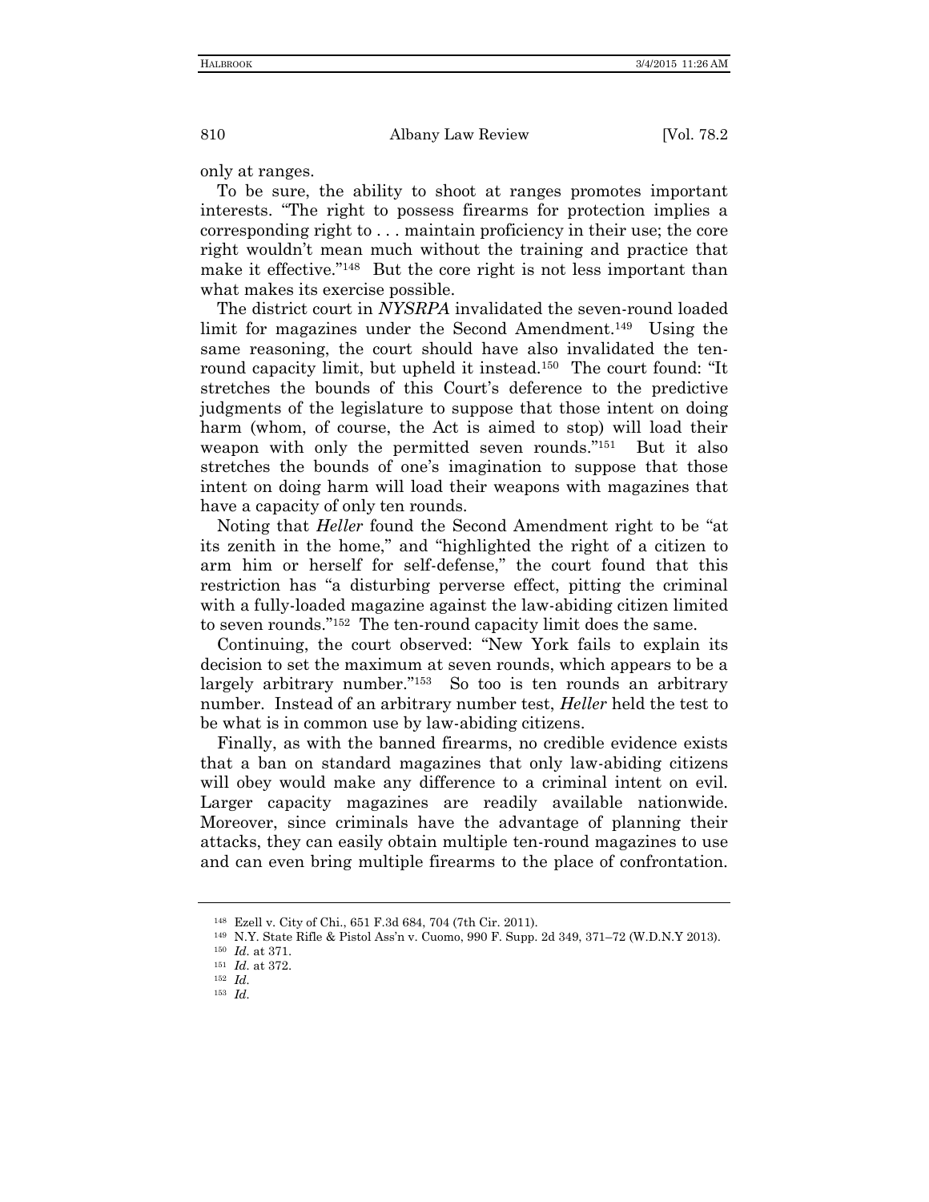only at ranges.

To be sure, the ability to shoot at ranges promotes important interests. "The right to possess firearms for protection implies a corresponding right to . . . maintain proficiency in their use; the core right wouldn't mean much without the training and practice that make it effective."[148] But the core right is not less important than what makes its exercise possible.

The district court in *NYSRPA* invalidated the seven-round loaded limit for magazines under the Second Amendment.[149] Using the same reasoning, the court should have also invalidated the ten-round capacity limit, but upheld it instead.[150] The court found: "It stretches the bounds of this Court's deference to the predictive judgments of the legislature to suppose that those intent on doing harm (whom, of course, the Act is aimed to stop) will load their weapon with only the permitted seven rounds."[151] But it also stretches the bounds of one's imagination to suppose that those intent on doing harm will load their weapons with magazines that have a capacity of only ten rounds.

Noting that *Heller* found the Second Amendment right to be "at its zenith in the home," and "highlighted the right of a citizen to arm him or herself for self-defense," the court found that this restriction has "a disturbing perverse effect, pitting the criminal with a fully-loaded magazine against the law-abiding citizen limited to seven rounds."[152] The ten-round capacity limit does the same.

Continuing, the court observed: "New York fails to explain its decision to set the maximum at seven rounds, which appears to be a largely arbitrary number."[153] So too is ten rounds an arbitrary number. Instead of an arbitrary number test, *Heller* held the test to be what is in common use by law-abiding citizens.

Finally, as with the banned firearms, no credible evidence exists that a ban on standard magazines that only law-abiding citizens will obey would make any difference to a criminal intent on evil. Larger capacity magazines are readily available nationwide. Moreover, since criminals have the advantage of planning their attacks, they can easily obtain multiple ten-round magazines to use and can even bring multiple firearms to the place of confrontation.

---

[148] Ezell v. City of Chi., 651 F.3d 684, 704 (7th Cir. 2011).

[149] N.Y. State Rifle & Pistol Ass'n v. Cuomo, 990 F. Supp. 2d 349, 371–72 (W.D.N.Y 2013).

[150] *Id.* at 371.

[151] *Id.* at 372.

[152] *Id.*

[153] *Id.*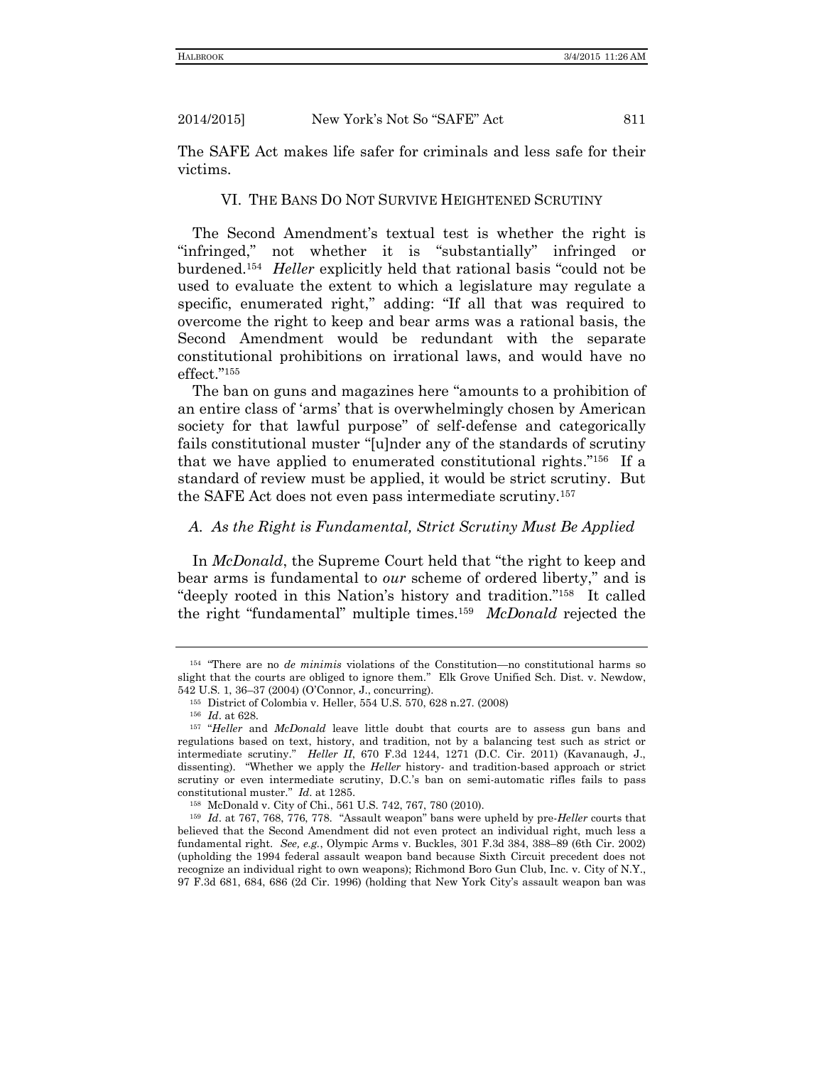The SAFE Act makes life safer for criminals and less safe for their victims.

## VI. THE BANS DO NOT SURVIVE HEIGHTENED SCRUTINY

The Second Amendment's textual test is whether the right is "infringed," not whether it is "substantially" infringed or burdened.[154] *Heller* explicitly held that rational basis "could not be used to evaluate the extent to which a legislature may regulate a specific, enumerated right," adding: "If all that was required to overcome the right to keep and bear arms was a rational basis, the Second Amendment would be redundant with the separate constitutional prohibitions on irrational laws, and would have no effect."[155]

The ban on guns and magazines here "amounts to a prohibition of an entire class of 'arms' that is overwhelmingly chosen by American society for that lawful purpose" of self-defense and categorically fails constitutional muster "[u]nder any of the standards of scrutiny that we have applied to enumerated constitutional rights."[156] If a standard of review must be applied, it would be strict scrutiny. But the SAFE Act does not even pass intermediate scrutiny.[157]

### *A. As the Right is Fundamental, Strict Scrutiny Must Be Applied*

In *McDonald*, the Supreme Court held that "the right to keep and bear arms is fundamental to *our* scheme of ordered liberty," and is "deeply rooted in this Nation's history and tradition."[158] It called the right "fundamental" multiple times.[159] *McDonald* rejected the

---

[154] "There are no *de minimis* violations of the Constitution—no constitutional harms so slight that the courts are obliged to ignore them." Elk Grove Unified Sch. Dist. v. Newdow, 542 U.S. 1, 36–37 (2004) (O'Connor, J., concurring).

[155] District of Columbia v. Heller, 554 U.S. 570, 628 n.27. (2008)

[156] *Id*. at 628.

[157] "*Heller* and *McDonald* leave little doubt that courts are to assess gun bans and regulations based on text, history, and tradition, not by a balancing test such as strict or intermediate scrutiny." *Heller II*, 670 F.3d 1244, 1271 (D.C. Cir. 2011) (Kavanaugh, J., dissenting). "Whether we apply the *Heller* history- and tradition-based approach or strict scrutiny or even intermediate scrutiny, D.C.'s ban on semi-automatic rifles fails to pass constitutional muster." *Id*. at 1285.

[158] McDonald v. City of Chi., 561 U.S. 742, 767, 780 (2010).

[159] *Id*. at 767, 768, 776, 778. "Assault weapon" bans were upheld by pre-*Heller* courts that believed that the Second Amendment did not even protect an individual right, much less a fundamental right. *See, e.g.*, Olympic Arms v. Buckles, 301 F.3d 384, 388–89 (6th Cir. 2002) (upholding the 1994 federal assault weapon band because Sixth Circuit precedent does not recognize an individual right to own weapons); Richmond Boro Gun Club, Inc. v. City of N.Y., 97 F.3d 681, 684, 686 (2d Cir. 1996) (holding that New York City's assault weapon ban was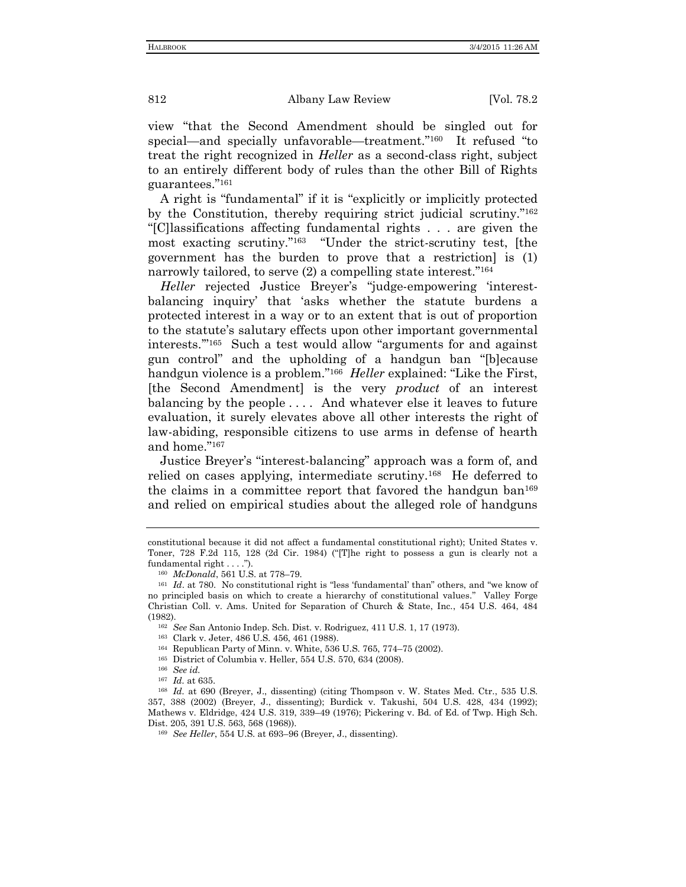view "that the Second Amendment should be singled out for special—and specially unfavorable—treatment."[160] It refused "to treat the right recognized in *Heller* as a second-class right, subject to an entirely different body of rules than the other Bill of Rights guarantees."[161]

A right is "fundamental" if it is "explicitly or implicitly protected by the Constitution, thereby requiring strict judicial scrutiny."[162] "[C]lassifications affecting fundamental rights . . . are given the most exacting scrutiny."[163] "Under the strict-scrutiny test, [the government has the burden to prove that a restriction] is (1) narrowly tailored, to serve (2) a compelling state interest."[164]

*Heller* rejected Justice Breyer's "judge-empowering 'interest-balancing inquiry' that 'asks whether the statute burdens a protected interest in a way or to an extent that is out of proportion to the statute's salutary effects upon other important governmental interests.'"[165] Such a test would allow "arguments for and against gun control" and the upholding of a handgun ban "[b]ecause handgun violence is a problem."[166] *Heller* explained: "Like the First, [the Second Amendment] is the very *product* of an interest balancing by the people . . . . And whatever else it leaves to future evaluation, it surely elevates above all other interests the right of law-abiding, responsible citizens to use arms in defense of hearth and home."[167]

Justice Breyer's "interest-balancing" approach was a form of, and relied on cases applying, intermediate scrutiny.[168] He deferred to the claims in a committee report that favored the handgun ban[169] and relied on empirical studies about the alleged role of handguns

---

constitutional because it did not affect a fundamental constitutional right); United States v. Toner, 728 F.2d 115, 128 (2d Cir. 1984) ("[T]he right to possess a gun is clearly not a fundamental right . . . .").

[160] *McDonald*, 561 U.S. at 778–79.

[161] *Id*. at 780. No constitutional right is "less 'fundamental' than" others, and "we know of no principled basis on which to create a hierarchy of constitutional values." Valley Forge Christian Coll. v. Ams. United for Separation of Church & State, Inc., 454 U.S. 464, 484 (1982).

[162] *See* San Antonio Indep. Sch. Dist. v. Rodriguez, 411 U.S. 1, 17 (1973).

[163] Clark v. Jeter, 486 U.S. 456, 461 (1988).

[164] Republican Party of Minn. v. White, 536 U.S. 765, 774–75 (2002).

[165] District of Columbia v. Heller, 554 U.S. 570, 634 (2008).

[166] *See id.*

[167] *Id.* at 635.

[168] *Id.* at 690 (Breyer, J., dissenting) (citing Thompson v. W. States Med. Ctr., 535 U.S. 357, 388 (2002) (Breyer, J., dissenting); Burdick v. Takushi, 504 U.S. 428, 434 (1992); Mathews v. Eldridge, 424 U.S. 319, 339–49 (1976); Pickering v. Bd. of Ed. of Twp. High Sch. Dist. 205, 391 U.S. 563, 568 (1968)).

[169] *See Heller*, 554 U.S. at 693–96 (Breyer, J., dissenting).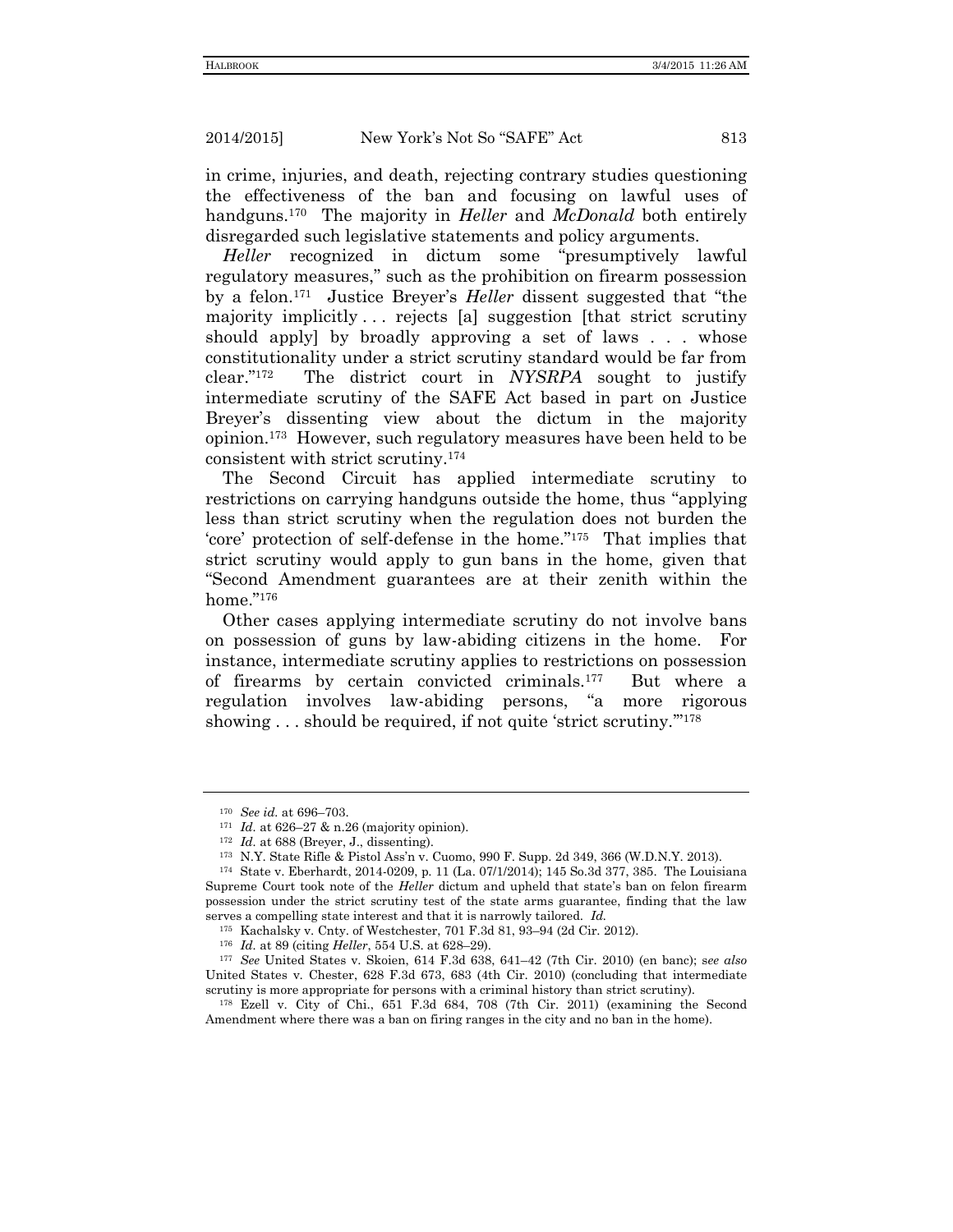in crime, injuries, and death, rejecting contrary studies questioning the effectiveness of the ban and focusing on lawful uses of handguns.[170] The majority in *Heller* and *McDonald* both entirely disregarded such legislative statements and policy arguments.

*Heller* recognized in dictum some "presumptively lawful regulatory measures," such as the prohibition on firearm possession by a felon.[171] Justice Breyer's *Heller* dissent suggested that "the majority implicitly . . . rejects [a] suggestion [that strict scrutiny should apply] by broadly approving a set of laws . . . whose constitutionality under a strict scrutiny standard would be far from clear."[172] The district court in *NYSRPA* sought to justify intermediate scrutiny of the SAFE Act based in part on Justice Breyer's dissenting view about the dictum in the majority opinion.[173] However, such regulatory measures have been held to be consistent with strict scrutiny.[174]

The Second Circuit has applied intermediate scrutiny to restrictions on carrying handguns outside the home, thus "applying less than strict scrutiny when the regulation does not burden the 'core' protection of self-defense in the home."[175] That implies that strict scrutiny would apply to gun bans in the home, given that "Second Amendment guarantees are at their zenith within the home."[176]

Other cases applying intermediate scrutiny do not involve bans on possession of guns by law-abiding citizens in the home. For instance, intermediate scrutiny applies to restrictions on possession of firearms by certain convicted criminals.[177] But where a regulation involves law-abiding persons, "a more rigorous showing . . . should be required, if not quite 'strict scrutiny.'"[178]

---

[170] *See id.* at 696–703.

[171] *Id.* at 626–27 & n.26 (majority opinion).

[172] *Id.* at 688 (Breyer, J., dissenting).

[173] N.Y. State Rifle & Pistol Ass'n v. Cuomo, 990 F. Supp. 2d 349, 366 (W.D.N.Y. 2013).

[174] State v. Eberhardt, 2014-0209, p. 11 (La. 07/1/2014); 145 So.3d 377, 385. The Louisiana Supreme Court took note of the *Heller* dictum and upheld that state's ban on felon firearm possession under the strict scrutiny test of the state arms guarantee, finding that the law serves a compelling state interest and that it is narrowly tailored. *Id.*

[175] Kachalsky v. Cnty. of Westchester, 701 F.3d 81, 93–94 (2d Cir. 2012).

[176] *Id.* at 89 (citing *Heller*, 554 U.S. at 628–29).

[177] *See* United States v. Skoien, 614 F.3d 638, 641–42 (7th Cir. 2010) (en banc); *see also* United States v. Chester, 628 F.3d 673, 683 (4th Cir. 2010) (concluding that intermediate scrutiny is more appropriate for persons with a criminal history than strict scrutiny).

[178] Ezell v. City of Chi., 651 F.3d 684, 708 (7th Cir. 2011) (examining the Second Amendment where there was a ban on firing ranges in the city and no ban in the home).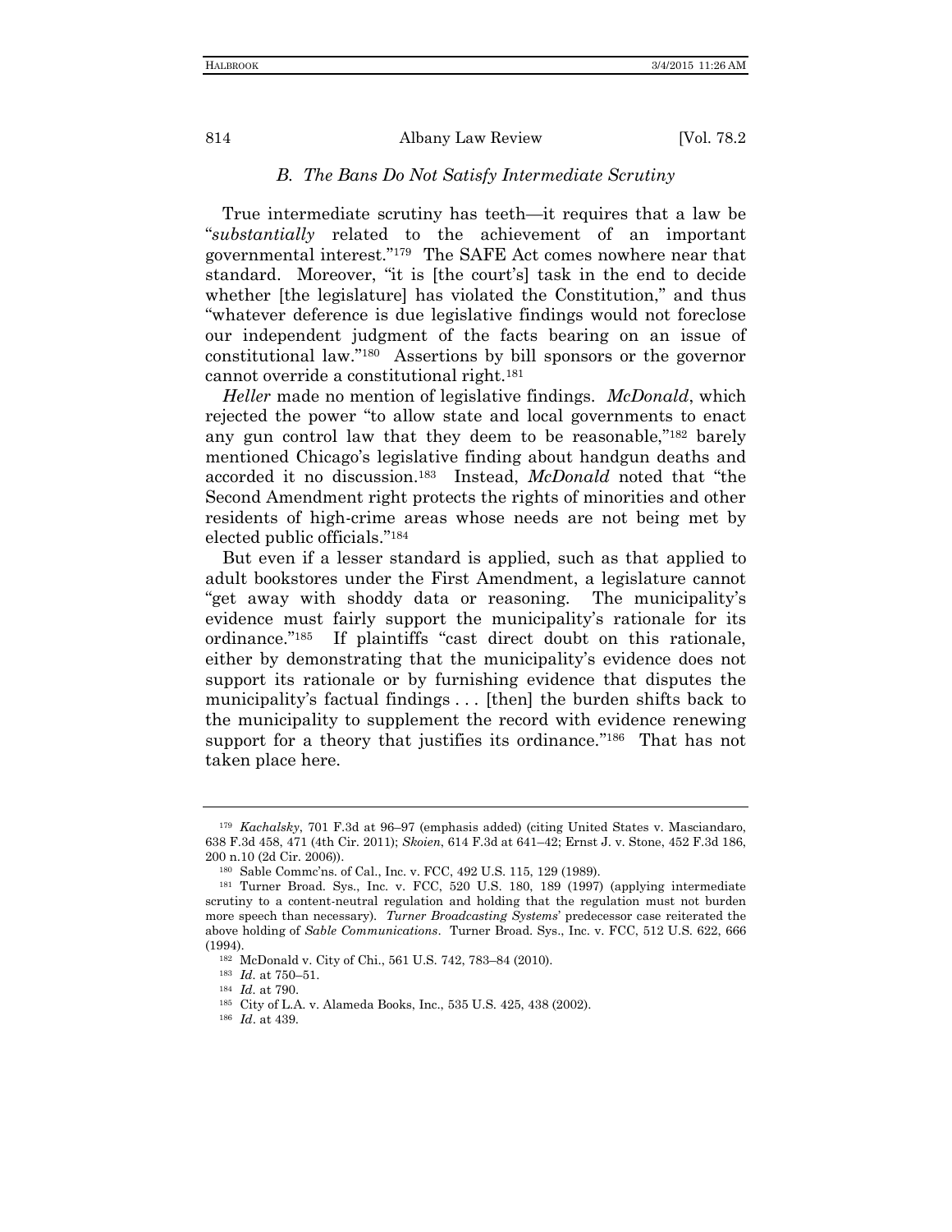### *B. The Bans Do Not Satisfy Intermediate Scrutiny*

True intermediate scrutiny has teeth—it requires that a law be "*substantially* related to the achievement of an important governmental interest."[179] The SAFE Act comes nowhere near that standard. Moreover, "it is [the court's] task in the end to decide whether [the legislature] has violated the Constitution," and thus "whatever deference is due legislative findings would not foreclose our independent judgment of the facts bearing on an issue of constitutional law."[180] Assertions by bill sponsors or the governor cannot override a constitutional right.[181]

*Heller* made no mention of legislative findings. *McDonald*, which rejected the power "to allow state and local governments to enact any gun control law that they deem to be reasonable,"[182] barely mentioned Chicago's legislative finding about handgun deaths and accorded it no discussion.[183] Instead, *McDonald* noted that "the Second Amendment right protects the rights of minorities and other residents of high-crime areas whose needs are not being met by elected public officials."[184]

But even if a lesser standard is applied, such as that applied to adult bookstores under the First Amendment, a legislature cannot "get away with shoddy data or reasoning. The municipality's evidence must fairly support the municipality's rationale for its ordinance."[185] If plaintiffs "cast direct doubt on this rationale, either by demonstrating that the municipality's evidence does not support its rationale or by furnishing evidence that disputes the municipality's factual findings . . . [then] the burden shifts back to the municipality to supplement the record with evidence renewing support for a theory that justifies its ordinance."[186] That has not taken place here.

---

[179] *Kachalsky*, 701 F.3d at 96–97 (emphasis added) (citing United States v. Masciandaro, 638 F.3d 458, 471 (4th Cir. 2011); *Skoien*, 614 F.3d at 641–42; Ernst J. v. Stone, 452 F.3d 186, 200 n.10 (2d Cir. 2006)).

[180] Sable Commc'ns. of Cal., Inc. v. FCC, 492 U.S. 115, 129 (1989).

[181] Turner Broad. Sys., Inc. v. FCC, 520 U.S. 180, 189 (1997) (applying intermediate scrutiny to a content-neutral regulation and holding that the regulation must not burden more speech than necessary). *Turner Broadcasting Systems*' predecessor case reiterated the above holding of *Sable Communications*. Turner Broad. Sys., Inc. v. FCC, 512 U.S. 622, 666 (1994).

[182] McDonald v. City of Chi., 561 U.S. 742, 783–84 (2010).

[183] *Id*. at 750–51.

[184] *Id*. at 790.

[185] City of L.A. v. Alameda Books, Inc., 535 U.S. 425, 438 (2002).

[186] *Id*. at 439.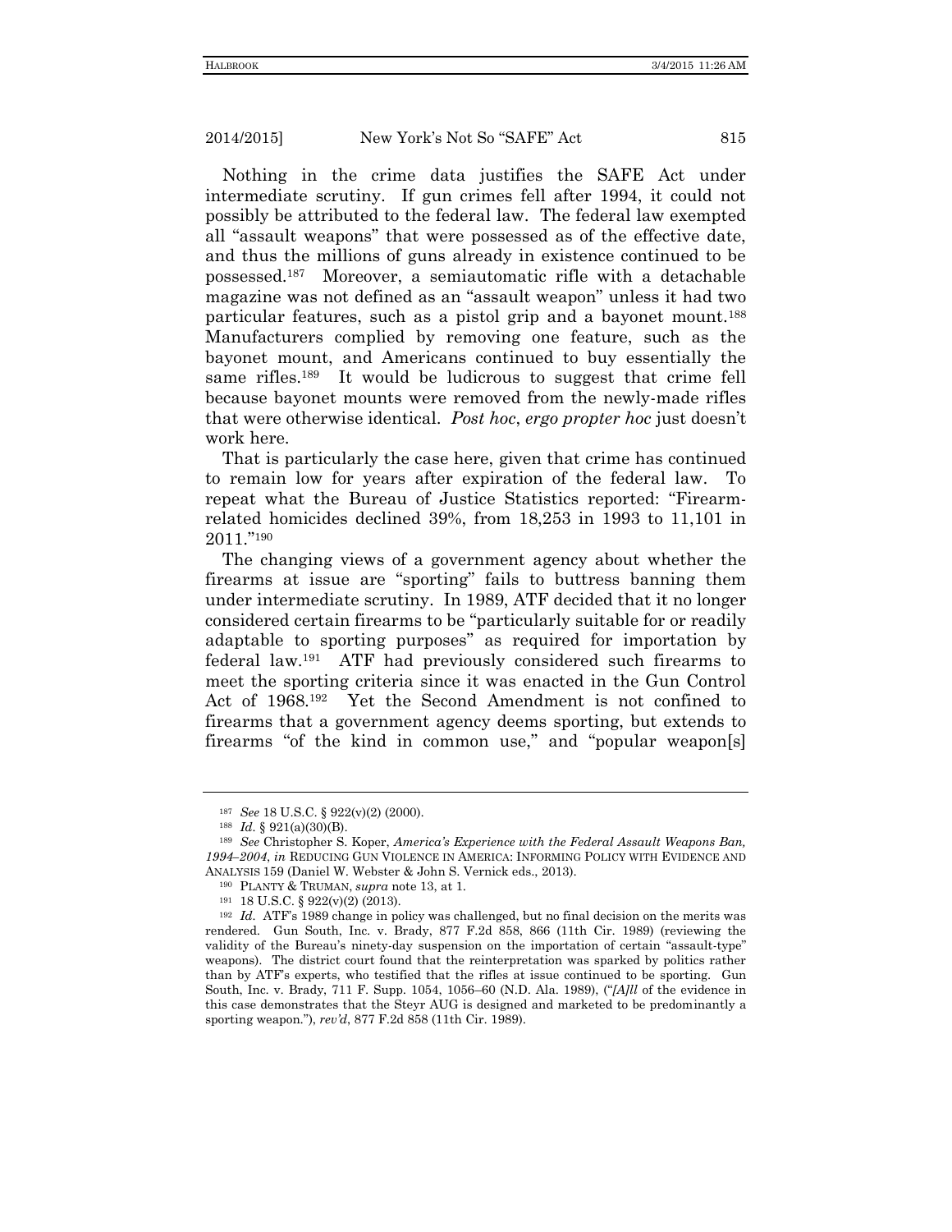Nothing in the crime data justifies the SAFE Act under intermediate scrutiny. If gun crimes fell after 1994, it could not possibly be attributed to the federal law. The federal law exempted all "assault weapons" that were possessed as of the effective date, and thus the millions of guns already in existence continued to be possessed.[187] Moreover, a semiautomatic rifle with a detachable magazine was not defined as an "assault weapon" unless it had two particular features, such as a pistol grip and a bayonet mount.[188] Manufacturers complied by removing one feature, such as the bayonet mount, and Americans continued to buy essentially the same rifles.[189] It would be ludicrous to suggest that crime fell because bayonet mounts were removed from the newly-made rifles that were otherwise identical. *Post hoc*, *ergo propter hoc* just doesn't work here.

That is particularly the case here, given that crime has continued to remain low for years after expiration of the federal law. To repeat what the Bureau of Justice Statistics reported: "Firearm-related homicides declined 39%, from 18,253 in 1993 to 11,101 in 2011."[190]

The changing views of a government agency about whether the firearms at issue are "sporting" fails to buttress banning them under intermediate scrutiny. In 1989, ATF decided that it no longer considered certain firearms to be "particularly suitable for or readily adaptable to sporting purposes" as required for importation by federal law.[191] ATF had previously considered such firearms to meet the sporting criteria since it was enacted in the Gun Control Act of 1968.[192] Yet the Second Amendment is not confined to firearms that a government agency deems sporting, but extends to firearms "of the kind in common use," and "popular weapon[s]

---

[187] *See* 18 U.S.C. § 922(v)(2) (2000).

[188] *Id.* § 921(a)(30)(B).

[189] *See* Christopher S. Koper, *America's Experience with the Federal Assault Weapons Ban, 1994–2004*, *in* REDUCING GUN VIOLENCE IN AMERICA: INFORMING POLICY WITH EVIDENCE AND ANALYSIS 159 (Daniel W. Webster & John S. Vernick eds., 2013).

[190] PLANTY & TRUMAN, *supra* note 13, at 1.

[191] 18 U.S.C. § 922(v)(2) (2013).

[192] *Id.* ATF's 1989 change in policy was challenged, but no final decision on the merits was rendered. Gun South, Inc. v. Brady, 877 F.2d 858, 866 (11th Cir. 1989) (reviewing the validity of the Bureau's ninety-day suspension on the importation of certain "assault-type" weapons). The district court found that the reinterpretation was sparked by politics rather than by ATF's experts, who testified that the rifles at issue continued to be sporting. Gun South, Inc. v. Brady, 711 F. Supp. 1054, 1056–60 (N.D. Ala. 1989), ("*[A]ll* of the evidence in this case demonstrates that the Steyr AUG is designed and marketed to be predominantly a sporting weapon."), *rev'd*, 877 F.2d 858 (11th Cir. 1989).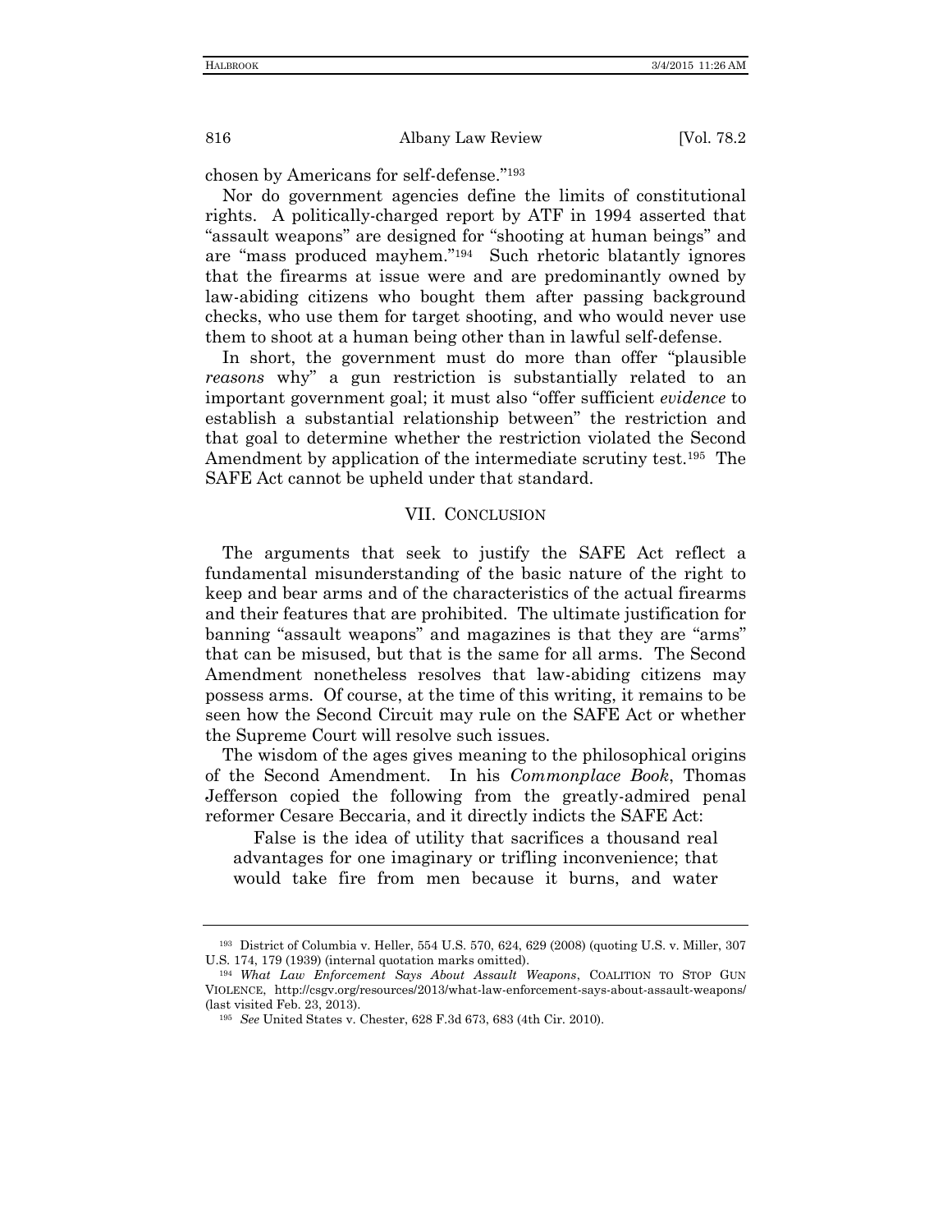chosen by Americans for self-defense."[193]

Nor do government agencies define the limits of constitutional rights. A politically-charged report by ATF in 1994 asserted that "assault weapons" are designed for "shooting at human beings" and are "mass produced mayhem."[194] Such rhetoric blatantly ignores that the firearms at issue were and are predominantly owned by law-abiding citizens who bought them after passing background checks, who use them for target shooting, and who would never use them to shoot at a human being other than in lawful self-defense.

In short, the government must do more than offer "plausible *reasons* why" a gun restriction is substantially related to an important government goal; it must also "offer sufficient *evidence* to establish a substantial relationship between" the restriction and that goal to determine whether the restriction violated the Second Amendment by application of the intermediate scrutiny test.[195] The SAFE Act cannot be upheld under that standard.

## VII. CONCLUSION

The arguments that seek to justify the SAFE Act reflect a fundamental misunderstanding of the basic nature of the right to keep and bear arms and of the characteristics of the actual firearms and their features that are prohibited. The ultimate justification for banning "assault weapons" and magazines is that they are "arms" that can be misused, but that is the same for all arms. The Second Amendment nonetheless resolves that law-abiding citizens may possess arms. Of course, at the time of this writing, it remains to be seen how the Second Circuit may rule on the SAFE Act or whether the Supreme Court will resolve such issues.

The wisdom of the ages gives meaning to the philosophical origins of the Second Amendment. In his *Commonplace Book*, Thomas Jefferson copied the following from the greatly-admired penal reformer Cesare Beccaria, and it directly indicts the SAFE Act:

> False is the idea of utility that sacrifices a thousand real advantages for one imaginary or trifling inconvenience; that would take fire from men because it burns, and water

---

[193] District of Columbia v. Heller, 554 U.S. 570, 624, 629 (2008) (quoting U.S. v. Miller, 307 U.S. 174, 179 (1939) (internal quotation marks omitted).

[194] *What Law Enforcement Says About Assault Weapons*, COALITION TO STOP GUN VIOLENCE, http://csgv.org/resources/2013/what-law-enforcement-says-about-assault-weapons/ (last visited Feb. 23, 2013).

[195] *See* United States v. Chester, 628 F.3d 673, 683 (4th Cir. 2010).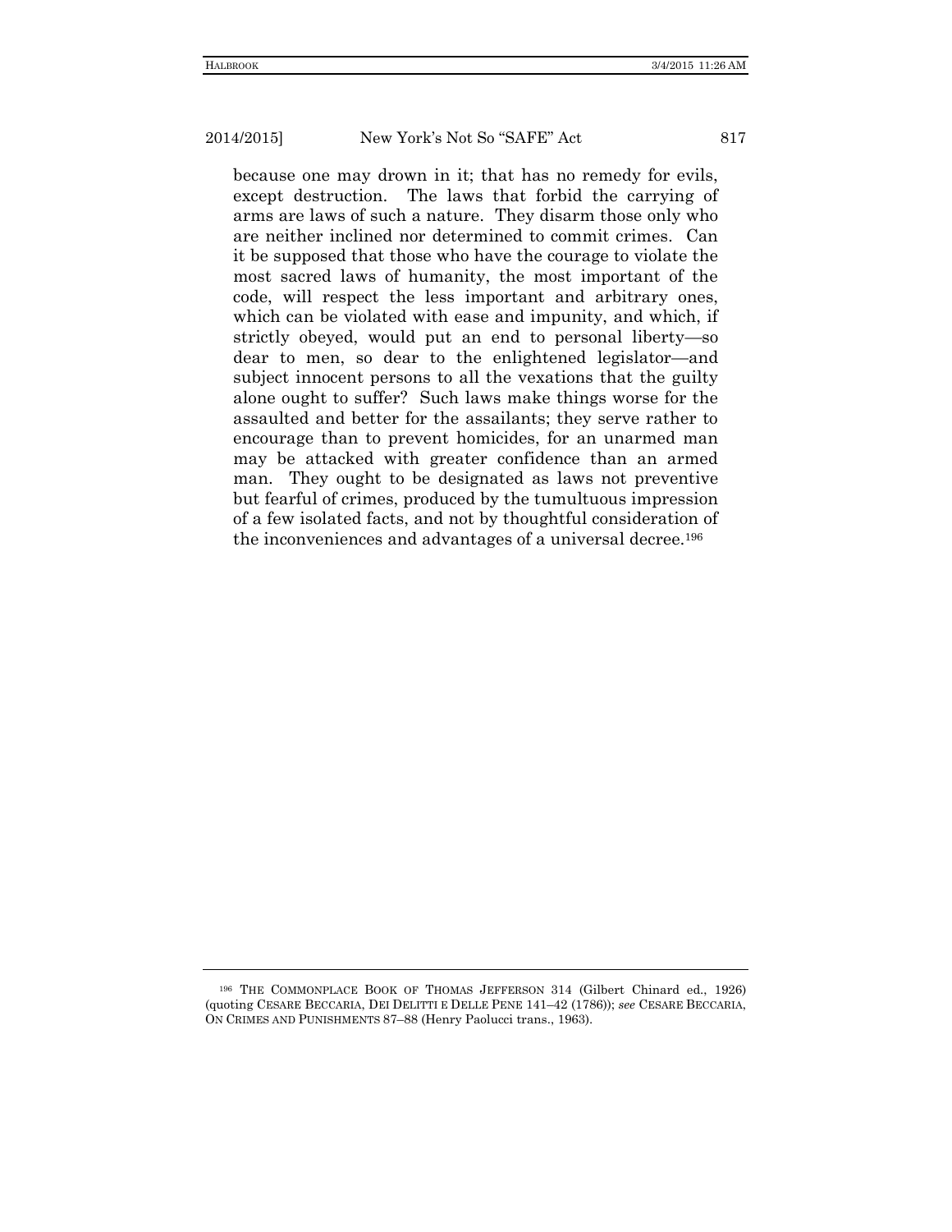> because one may drown in it; that has no remedy for evils, except destruction. The laws that forbid the carrying of arms are laws of such a nature. They disarm those only who are neither inclined nor determined to commit crimes. Can it be supposed that those who have the courage to violate the most sacred laws of humanity, the most important of the code, will respect the less important and arbitrary ones, which can be violated with ease and impunity, and which, if strictly obeyed, would put an end to personal liberty—so dear to men, so dear to the enlightened legislator—and subject innocent persons to all the vexations that the guilty alone ought to suffer? Such laws make things worse for the assaulted and better for the assailants; they serve rather to encourage than to prevent homicides, for an unarmed man may be attacked with greater confidence than an armed man. They ought to be designated as laws not preventive but fearful of crimes, produced by the tumultuous impression of a few isolated facts, and not by thoughtful consideration of the inconveniences and advantages of a universal decree.[196]

---

[196] THE COMMONPLACE BOOK OF THOMAS JEFFERSON 314 (Gilbert Chinard ed., 1926) (quoting CESARE BECCARIA, DEI DELITTI E DELLE PENE 141–42 (1786)); *see* CESARE BECCARIA, ON CRIMES AND PUNISHMENTS 87–88 (Henry Paolucci trans., 1963).